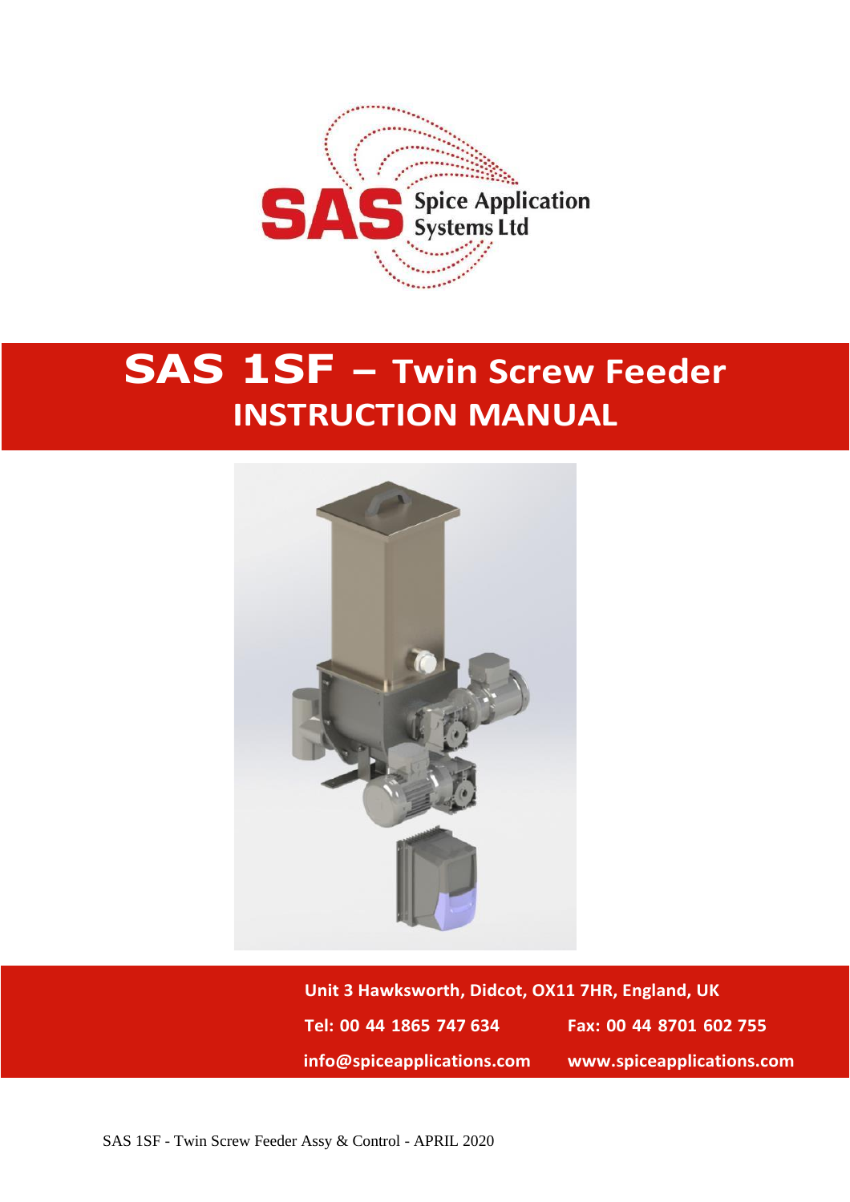SAS Spice Application Systems Ltd

# SAS 1SF – Twin Screw Feeder
# INSTRUCTION MANUAL

Unit 3 Hawksworth, Didcot, OX11 7HR, England, UK

Tel: 00 44 1865 747 634 Fax: 00 44 8701 602 755

info@spiceapplications.com www.spiceapplications.com

SAS 1SF - Twin Screw Feeder Assy & Control - APRIL 2020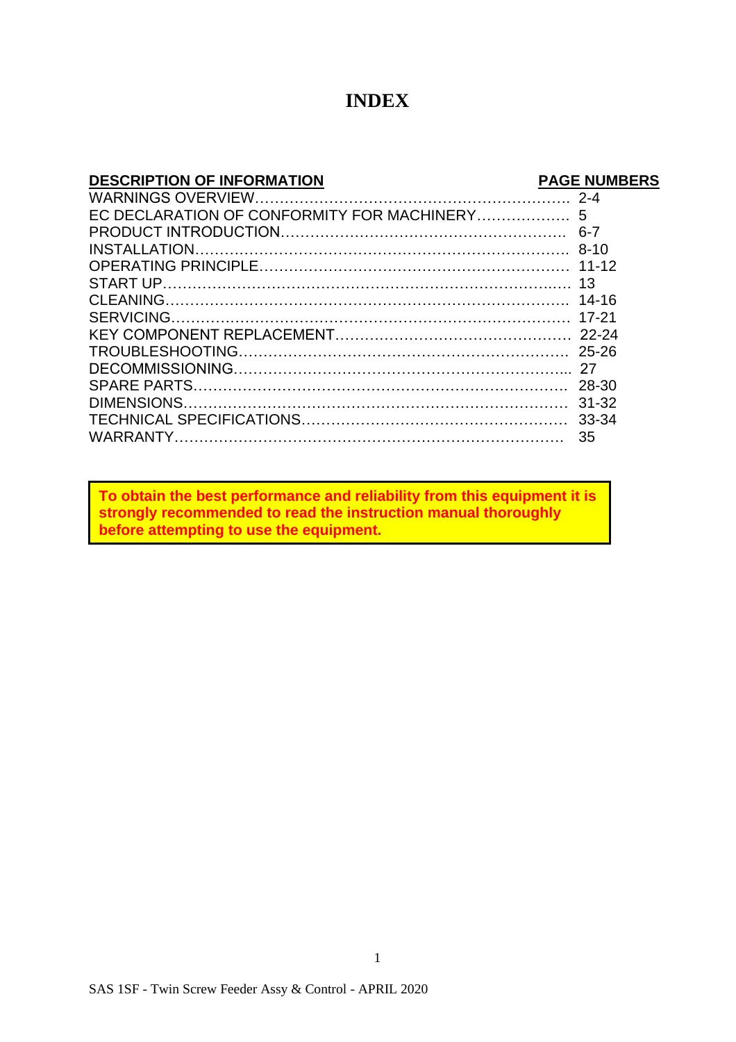# INDEX

| DESCRIPTION OF INFORMATION | PAGE NUMBERS |
| --- | --- |
| WARNINGS OVERVIEW | 2-4 |
| EC DECLARATION OF CONFORMITY FOR MACHINERY | 5 |
| PRODUCT INTRODUCTION | 6-7 |
| INSTALLATION | 8-10 |
| OPERATING PRINCIPLE | 11-12 |
| START UP | 13 |
| CLEANING | 14-16 |
| SERVICING | 17-21 |
| KEY COMPONENT REPLACEMENT | 22-24 |
| TROUBLESHOOTING | 25-26 |
| DECOMMISSIONING | 27 |
| SPARE PARTS | 28-30 |
| DIMENSIONS | 31-32 |
| TECHNICAL SPECIFICATIONS | 33-34 |
| WARRANTY | 35 |

**To obtain the best performance and reliability from this equipment it is strongly recommended to read the instruction manual thoroughly before attempting to use the equipment.**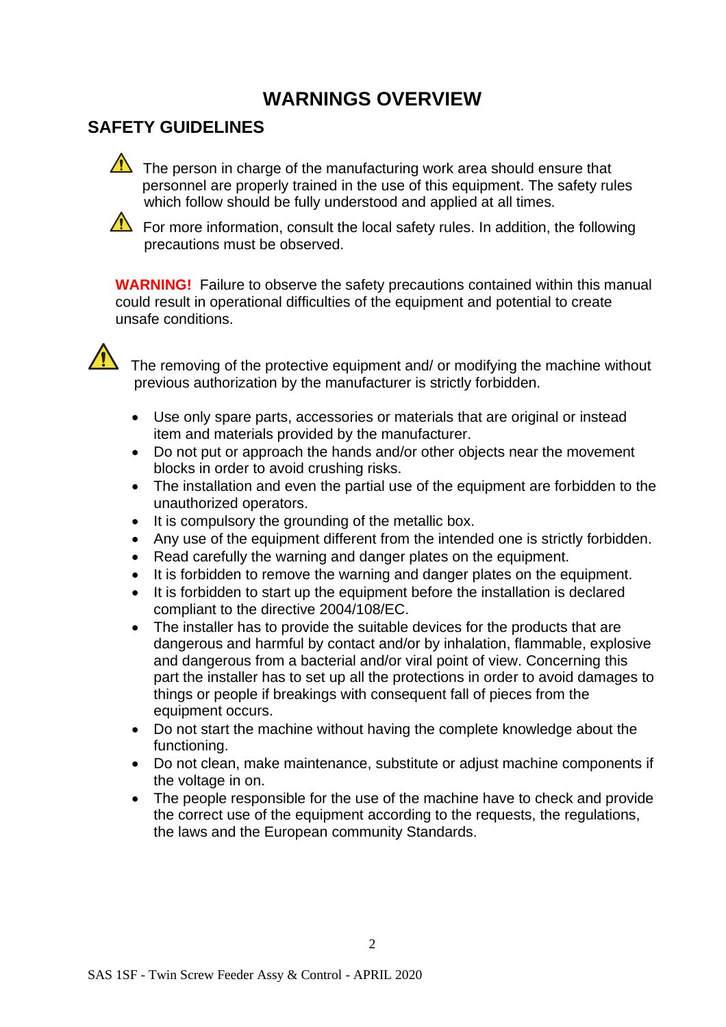# WARNINGS OVERVIEW

## SAFETY GUIDELINES

⚠ The person in charge of the manufacturing work area should ensure that personnel are properly trained in the use of this equipment. The safety rules which follow should be fully understood and applied at all times.

⚠ For more information, consult the local safety rules. In addition, the following precautions must be observed.

**WARNING!** Failure to observe the safety precautions contained within this manual could result in operational difficulties of the equipment and potential to create unsafe conditions.

⚠ The removing of the protective equipment and/ or modifying the machine without previous authorization by the manufacturer is strictly forbidden.

- Use only spare parts, accessories or materials that are original or instead item and materials provided by the manufacturer.
- Do not put or approach the hands and/or other objects near the movement blocks in order to avoid crushing risks.
- The installation and even the partial use of the equipment are forbidden to the unauthorized operators.
- It is compulsory the grounding of the metallic box.
- Any use of the equipment different from the intended one is strictly forbidden.
- Read carefully the warning and danger plates on the equipment.
- It is forbidden to remove the warning and danger plates on the equipment.
- It is forbidden to start up the equipment before the installation is declared compliant to the directive 2004/108/EC.
- The installer has to provide the suitable devices for the products that are dangerous and harmful by contact and/or by inhalation, flammable, explosive and dangerous from a bacterial and/or viral point of view. Concerning this part the installer has to set up all the protections in order to avoid damages to things or people if breakings with consequent fall of pieces from the equipment occurs.
- Do not start the machine without having the complete knowledge about the functioning.
- Do not clean, make maintenance, substitute or adjust machine components if the voltage in on.
- The people responsible for the use of the machine have to check and provide the correct use of the equipment according to the requests, the regulations, the laws and the European community Standards.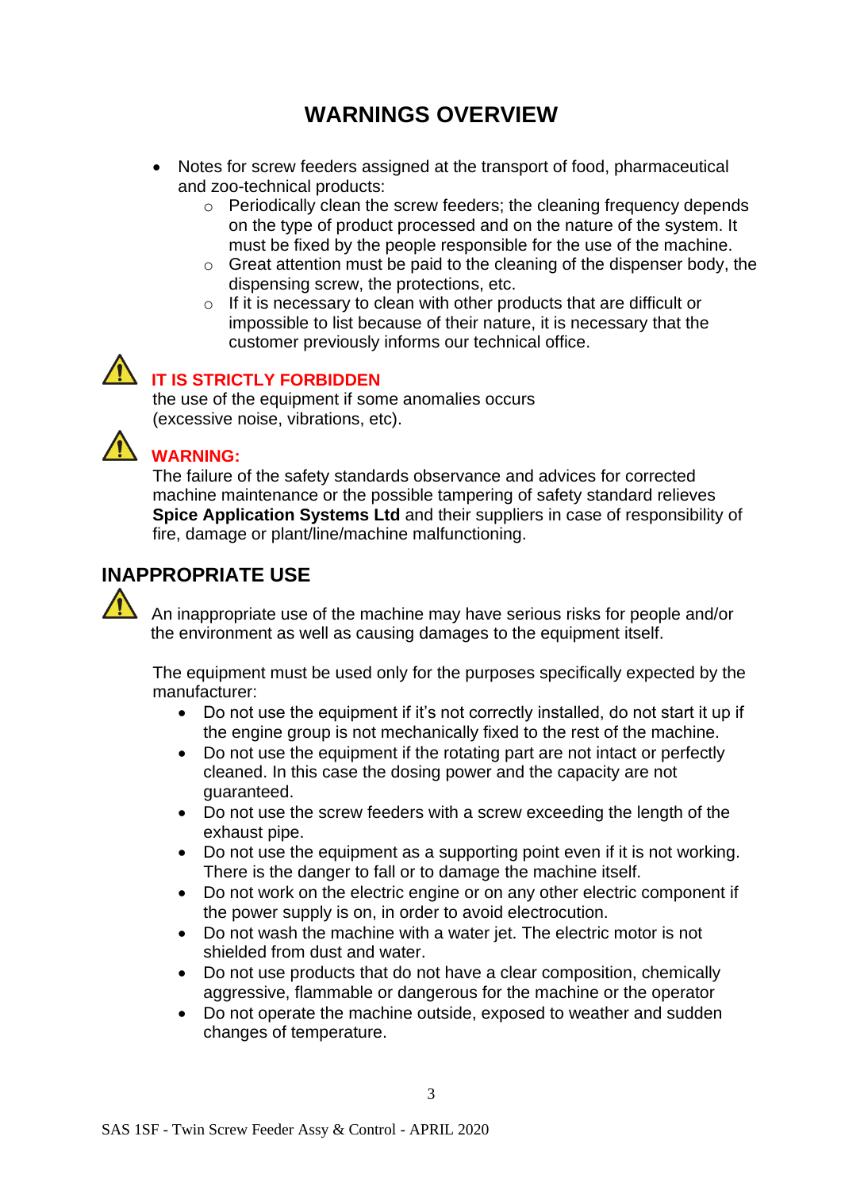# WARNINGS OVERVIEW

- Notes for screw feeders assigned at the transport of food, pharmaceutical and zoo-technical products:
  - Periodically clean the screw feeders; the cleaning frequency depends on the type of product processed and on the nature of the system. It must be fixed by the people responsible for the use of the machine.
  - Great attention must be paid to the cleaning of the dispenser body, the dispensing screw, the protections, etc.
  - If it is necessary to clean with other products that are difficult or impossible to list because of their nature, it is necessary that the customer previously informs our technical office.

**IT IS STRICTLY FORBIDDEN**
the use of the equipment if some anomalies occurs (excessive noise, vibrations, etc).

**WARNING:**
The failure of the safety standards observance and advices for corrected machine maintenance or the possible tampering of safety standard relieves **Spice Application Systems Ltd** and their suppliers in case of responsibility of fire, damage or plant/line/machine malfunctioning.

## INAPPROPRIATE USE

An inappropriate use of the machine may have serious risks for people and/or the environment as well as causing damages to the equipment itself.

The equipment must be used only for the purposes specifically expected by the manufacturer:

- Do not use the equipment if it's not correctly installed, do not start it up if the engine group is not mechanically fixed to the rest of the machine.
- Do not use the equipment if the rotating part are not intact or perfectly cleaned. In this case the dosing power and the capacity are not guaranteed.
- Do not use the screw feeders with a screw exceeding the length of the exhaust pipe.
- Do not use the equipment as a supporting point even if it is not working. There is the danger to fall or to damage the machine itself.
- Do not work on the electric engine or on any other electric component if the power supply is on, in order to avoid electrocution.
- Do not wash the machine with a water jet. The electric motor is not shielded from dust and water.
- Do not use products that do not have a clear composition, chemically aggressive, flammable or dangerous for the machine or the operator
- Do not operate the machine outside, exposed to weather and sudden changes of temperature.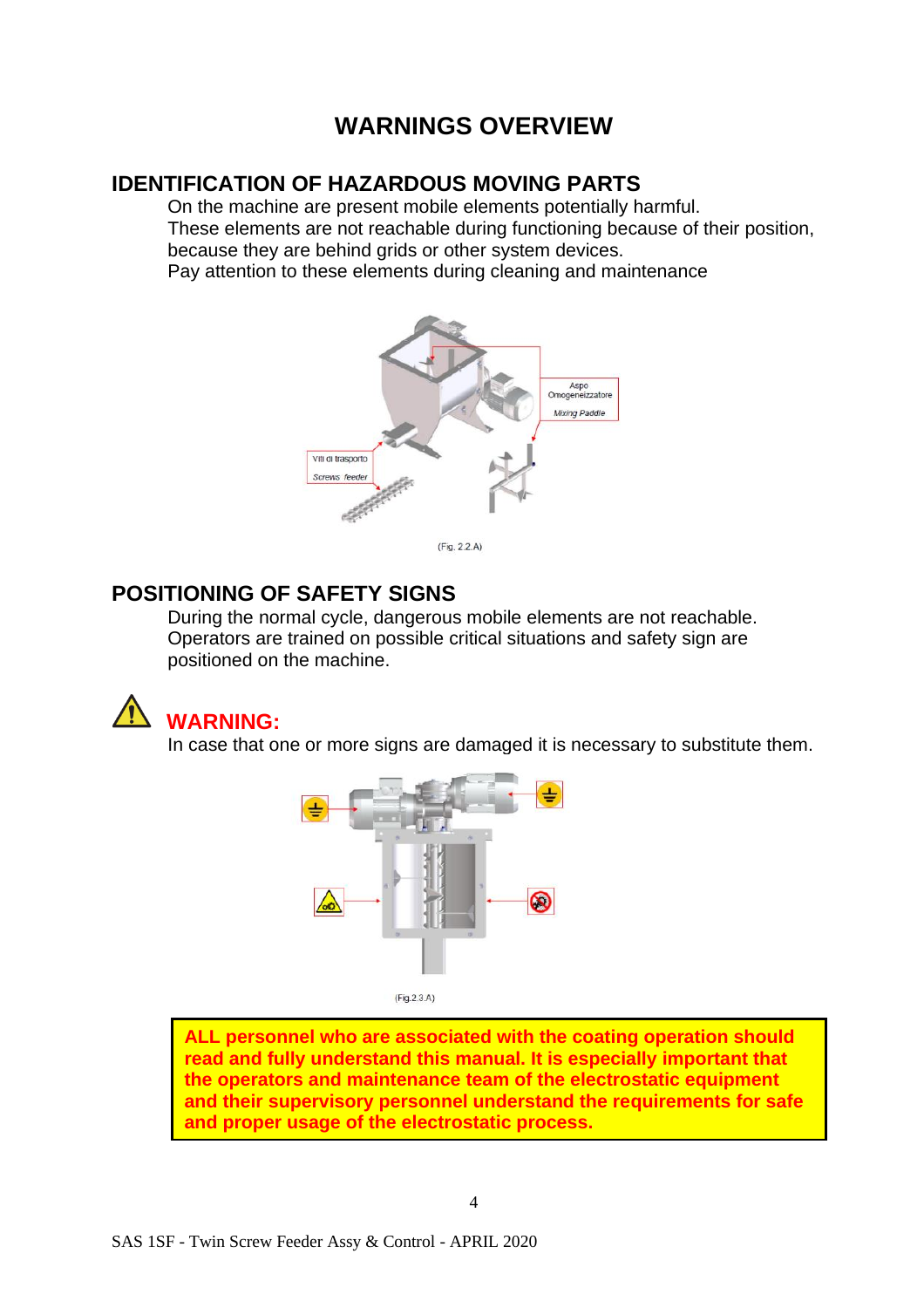# WARNINGS OVERVIEW

## IDENTIFICATION OF HAZARDOUS MOVING PARTS

On the machine are present mobile elements potentially harmful.
These elements are not reachable during functioning because of their position, because they are behind grids or other system devices.
Pay attention to these elements during cleaning and maintenance

(Fig. 2.2.A)

## POSITIONING OF SAFETY SIGNS

During the normal cycle, dangerous mobile elements are not reachable.
Operators are trained on possible critical situations and safety sign are positioned on the machine.

**WARNING:**

In case that one or more signs are damaged it is necessary to substitute them.

(Fig.2.3.A)

**ALL personnel who are associated with the coating operation should read and fully understand this manual. It is especially important that the operators and maintenance team of the electrostatic equipment and their supervisory personnel understand the requirements for safe and proper usage of the electrostatic process.**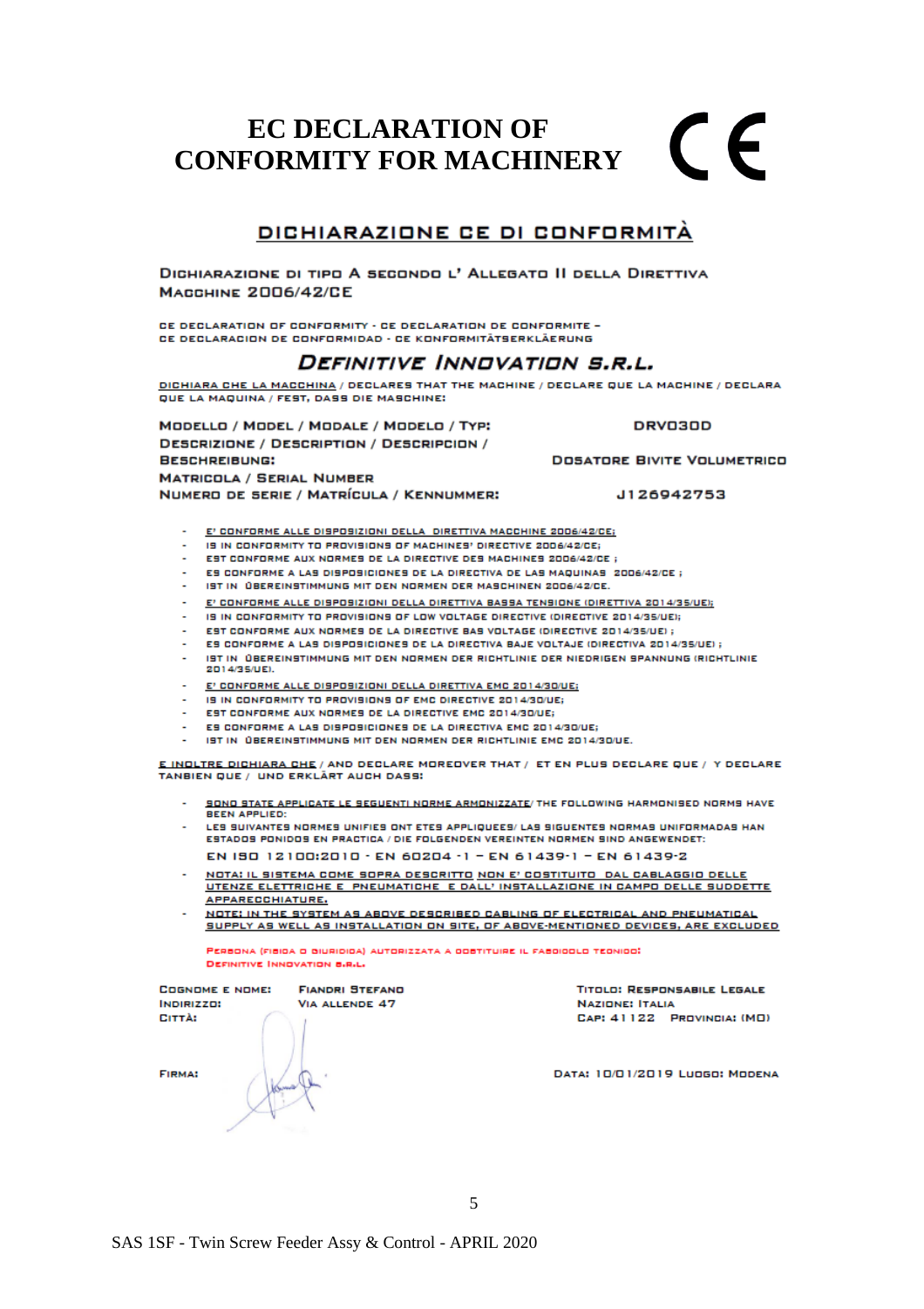# EC DECLARATION OF CONFORMITY FOR MACHINERY

CE

## DICHIARAZIONE CE DI CONFORMITÀ

**DICHIARAZIONE DI TIPO A SECONDO L' ALLEGATO II DELLA DIRETTIVA MACCHINE 2006/42/CE**

CE DECLARATION OF CONFORMITY - CE DECLARATION DE CONFORMITE – CE DECLARACION DE CONFORMIDAD - CE KONFORMITÄTSERKLÄERUNG

### *DEFINITIVE INNOVATION S.R.L.*

DICHIARA CHE LA MACCHINA / DECLARES THAT THE MACHINE / DECLARE QUE LA MACHINE / DECLARA QUE LA MAQUINA / FEST, DASS DIE MASCHINE:

| | |
|---|---|
| MODELLO / MODEL / MODALE / MODELO / TYP: | DRV030D |
| DESCRIZIONE / DESCRIPTION / DESCRIPCION / BESCHREIBUNG: | DOSATORE BIVITE VOLUMETRICO |
| MATRICOLA / SERIAL NUMBER NUMERO DE SERIE / MATRÍCULA / KENNUMMER: | J126942753 |

- E' CONFORME ALLE DISPOSIZIONI DELLA DIRETTIVA MACCHINE 2006/42/CE;
- IS IN CONFORMITY TO PROVISIONS OF MACHINES' DIRECTIVE 2006/42/CE;
- EST CONFORME AUX NORMES DE LA DIRECTIVE DES MACHINES 2006/42/CE ;
- ES CONFORME A LAS DISPOSICIONES DE LA DIRECTIVA DE LAS MAQUINAS 2006/42/CE ;
- IST IN ÜBEREINSTIMMUNG MIT DEN NORMEN DER MASCHINEN 2006/42/CE.
- E' CONFORME ALLE DISPOSIZIONI DELLA DIRETTIVA BASSA TENSIONE (DIRETTIVA 2014/35/UE);
- IS IN CONFORMITY TO PROVISIONS OF LOW VOLTAGE DIRECTIVE (DIRECTIVE 2014/35/UE);
- EST CONFORME AUX NORMES DE LA DIRECTIVE BAS VOLTAGE (DIRECTIVE 2014/35/UE) ;
- ES CONFORME A LAS DISPOSICIONES DE LA DIRECTIVA BAJE VOLTAJE (DIRECTIVA 2014/35/UE) ;
- IST IN ÜBEREINSTIMMUNG MIT DEN NORMEN DER RICHTLINIE DER NIEDRIGEN SPANNUNG (RICHTLINIE 2014/35/UE).
- E' CONFORME ALLE DISPOSIZIONI DELLA DIRETTIVA EMC 2014/30/UE;
- IS IN CONFORMITY TO PROVISIONS OF EMC DIRECTIVE 2014/30/UE;
- EST CONFORME AUX NORMES DE LA DIRECTIVE EMC 2014/30/UE;
- ES CONFORME A LAS DISPOSICIONES DE LA DIRECTIVA EMC 2014/30/UE;
- IST IN ÜBEREINSTIMMUNG MIT DEN NORMEN DER RICHTLINIE EMC 2014/30/UE.

E INOLTRE DICHIARA CHE / AND DECLARE MOREOVER THAT / ET EN PLUS DECLARE QUE / Y DECLARE TANBIEN QUE / UND ERKLÄRT AUCH DASS:

- SONO STATE APPLICATE LE SEGUENTI NORME ARMONIZZATE/ THE FOLLOWING HARMONISED NORMS HAVE BEEN APPLIED:
- LES SUIVANTES NORMES UNIFIES ONT ETES APPLIQUEES/ LAS SIGUENTES NORMAS UNIFORMADAS HAN ESTADOS PONIDOS EN PRACTICA / DIE FOLGENDEN VEREINTEN NORMEN SIND ANGEWENDET:

  EN ISO 12100:2010 - EN 60204 -1 – EN 61439-1 – EN 61439-2

- NOTA: IL SISTEMA COME SOPRA DESCRITTO NON E' COSTITUITO DAL CABLAGGIO DELLE UTENZE ELETTRICHE E PNEUMATICHE E DALL' INSTALLAZIONE IN CAMPO DELLE SUDDETTE APPARECCHIATURE.
- NOTE: IN THE SYSTEM AS ABOVE DESCRIBED CABLING OF ELECTRICAL AND PNEUMATICAL SUPPLY AS WELL AS INSTALLATION ON SITE, OF ABOVE-MENTIONED DEVICES, ARE EXCLUDED

PERSONA (FISICA O GIURIDICA) AUTORIZZATA A COSTITUIRE IL FASCICOLO TECNICO:
DEFINITIVE INNOVATION S.R.L.

| | | |
|---|---|---|
| COGNOME E NOME: | FIANDRI STEFANO | TITOLO: RESPONSABILE LEGALE |
| INDIRIZZO: | VIA ALLENDE 47 | NAZIONE: ITALIA |
| CITTÀ: | | CAP: 41122 PROVINCIA: (MO) |

FIRMA:

DATA: 10/01/2019 LUOGO: MODENA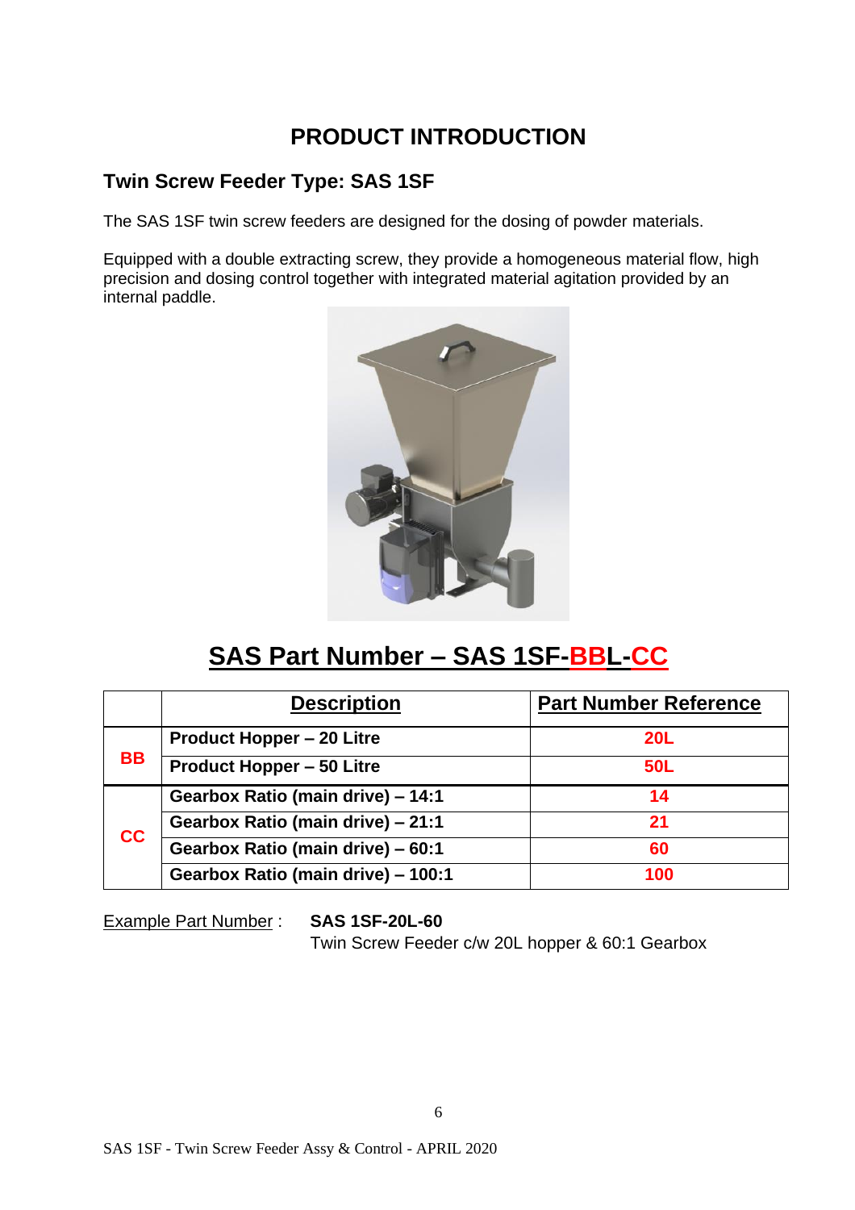# PRODUCT INTRODUCTION

## Twin Screw Feeder Type: SAS 1SF

The SAS 1SF twin screw feeders are designed for the dosing of powder materials.

Equipped with a double extracting screw, they provide a homogeneous material flow, high precision and dosing control together with integrated material agitation provided by an internal paddle.

## SAS Part Number – SAS 1SF-BBL-CC

| | Description | Part Number Reference |
|---|---|---|
| BB | **Product Hopper – 20 Litre** | **20L** |
| | **Product Hopper – 50 Litre** | **50L** |
| CC | **Gearbox Ratio (main drive) – 14:1** | **14** |
| | **Gearbox Ratio (main drive) – 21:1** | **21** |
| | **Gearbox Ratio (main drive) – 60:1** | **60** |
| | **Gearbox Ratio (main drive) – 100:1** | **100** |

Example Part Number : **SAS 1SF-20L-60**
Twin Screw Feeder c/w 20L hopper & 60:1 Gearbox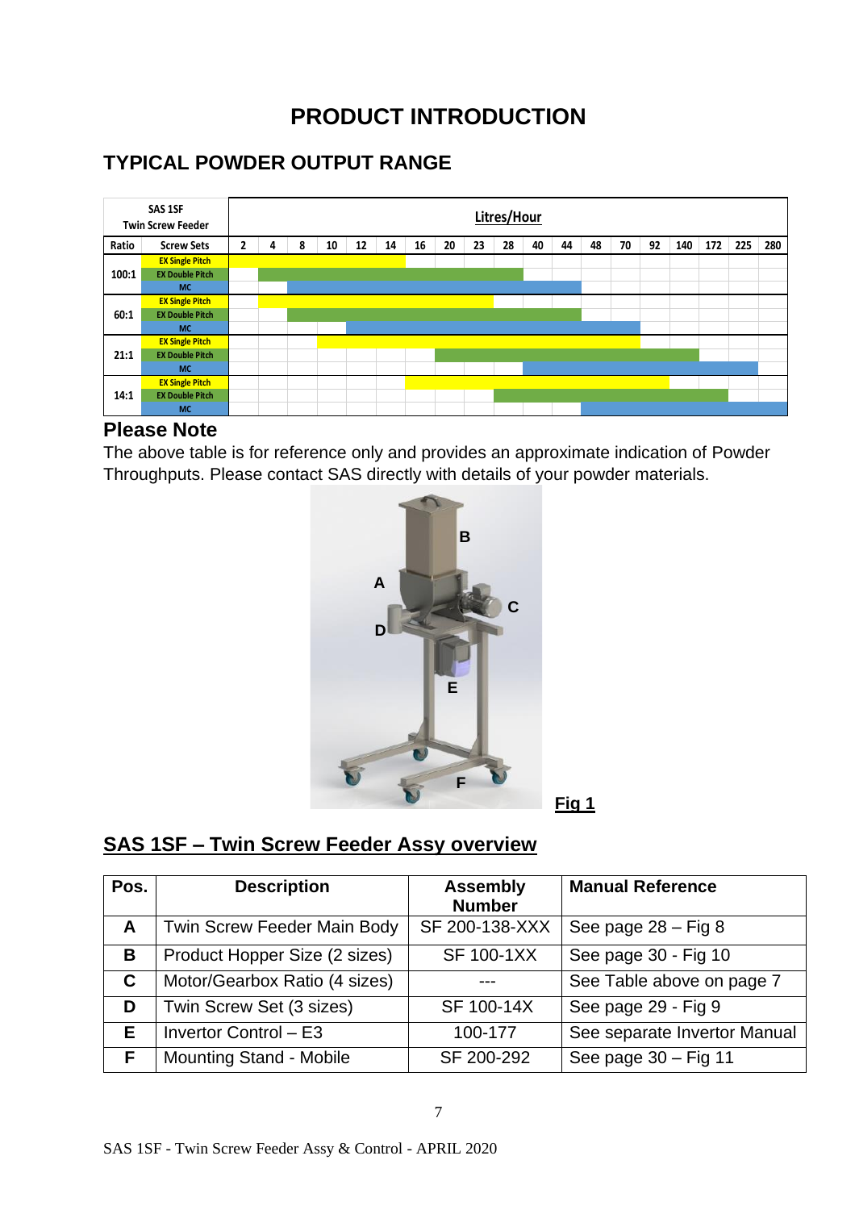# PRODUCT INTRODUCTION

## TYPICAL POWDER OUTPUT RANGE

| SAS 1SF Twin Screw Feeder | | Litres/Hour | | | | | | | | | | | | | | | | | | |
|---|---|---|---|---|---|---|---|---|---|---|---|---|---|---|---|---|---|---|---|---|
| **Ratio** | **Screw Sets** | **2** | **4** | **8** | **10** | **12** | **14** | **16** | **20** | **23** | **28** | **40** | **44** | **48** | **70** | **92** | **140** | **172** | **225** | **280** |
| **100:1** | EX Single Pitch | ■ | ■ | ■ | ■ | ■ | ■ | | | | | | | | | | | | | |
| | EX Double Pitch | | ■ | ■ | ■ | ■ | ■ | ■ | ■ | ■ | ■ | | | | | | | | | |
| | MC | | | ■ | ■ | ■ | ■ | ■ | ■ | ■ | ■ | ■ | ■ | | | | | | | |
| **60:1** | EX Single Pitch | | ■ | ■ | ■ | ■ | ■ | ■ | ■ | ■ | | | | | | | | | | |
| | EX Double Pitch | | | ■ | ■ | ■ | ■ | ■ | ■ | ■ | ■ | ■ | ■ | | | | | | | |
| | MC | | | | | ■ | ■ | ■ | ■ | ■ | ■ | ■ | ■ | ■ | ■ | | | | | |
| **21:1** | EX Single Pitch | | | | ■ | ■ | ■ | ■ | ■ | ■ | ■ | ■ | ■ | ■ | ■ | | | | | |
| | EX Double Pitch | | | | | | | | ■ | ■ | ■ | ■ | ■ | ■ | ■ | ■ | ■ | | | |
| | MC | | | | | | | | | | | ■ | ■ | ■ | ■ | ■ | ■ | ■ | ■ | |
| **14:1** | EX Single Pitch | | | | | | | ■ | ■ | ■ | ■ | ■ | ■ | ■ | ■ | ■ | | | | |
| | EX Double Pitch | | | | | | | | | | ■ | ■ | ■ | ■ | ■ | ■ | ■ | ■ | | |
| | MC | | | | | | | | | | | | | ■ | ■ | ■ | ■ | ■ | ■ | ■ |

### Please Note

The above table is for reference only and provides an approximate indication of Powder Throughputs. Please contact SAS directly with details of your powder materials.

**Fig 1**

## SAS 1SF – Twin Screw Feeder Assy overview

| Pos. | Description | Assembly Number | Manual Reference |
|---|---|---|---|
| **A** | Twin Screw Feeder Main Body | SF 200-138-XXX | See page 28 – Fig 8 |
| **B** | Product Hopper Size (2 sizes) | SF 100-1XX | See page 30 - Fig 10 |
| **C** | Motor/Gearbox Ratio (4 sizes) | --- | See Table above on page 7 |
| **D** | Twin Screw Set (3 sizes) | SF 100-14X | See page 29 - Fig 9 |
| **E** | Invertor Control – E3 | 100-177 | See separate Invertor Manual |
| **F** | Mounting Stand - Mobile | SF 200-292 | See page 30 – Fig 11 |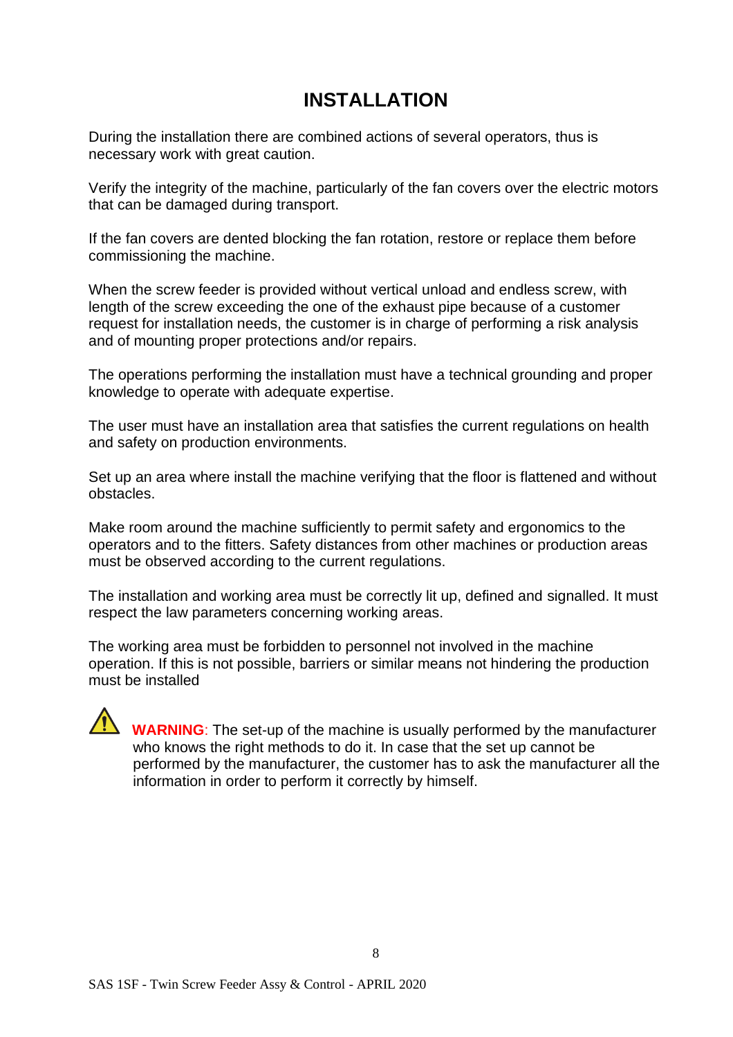# INSTALLATION

During the installation there are combined actions of several operators, thus is necessary work with great caution.

Verify the integrity of the machine, particularly of the fan covers over the electric motors that can be damaged during transport.

If the fan covers are dented blocking the fan rotation, restore or replace them before commissioning the machine.

When the screw feeder is provided without vertical unload and endless screw, with length of the screw exceeding the one of the exhaust pipe because of a customer request for installation needs, the customer is in charge of performing a risk analysis and of mounting proper protections and/or repairs.

The operations performing the installation must have a technical grounding and proper knowledge to operate with adequate expertise.

The user must have an installation area that satisfies the current regulations on health and safety on production environments.

Set up an area where install the machine verifying that the floor is flattened and without obstacles.

Make room around the machine sufficiently to permit safety and ergonomics to the operators and to the fitters. Safety distances from other machines or production areas must be observed according to the current regulations.

The installation and working area must be correctly lit up, defined and signalled. It must respect the law parameters concerning working areas.

The working area must be forbidden to personnel not involved in the machine operation. If this is not possible, barriers or similar means not hindering the production must be installed

**WARNING**: The set-up of the machine is usually performed by the manufacturer who knows the right methods to do it. In case that the set up cannot be performed by the manufacturer, the customer has to ask the manufacturer all the information in order to perform it correctly by himself.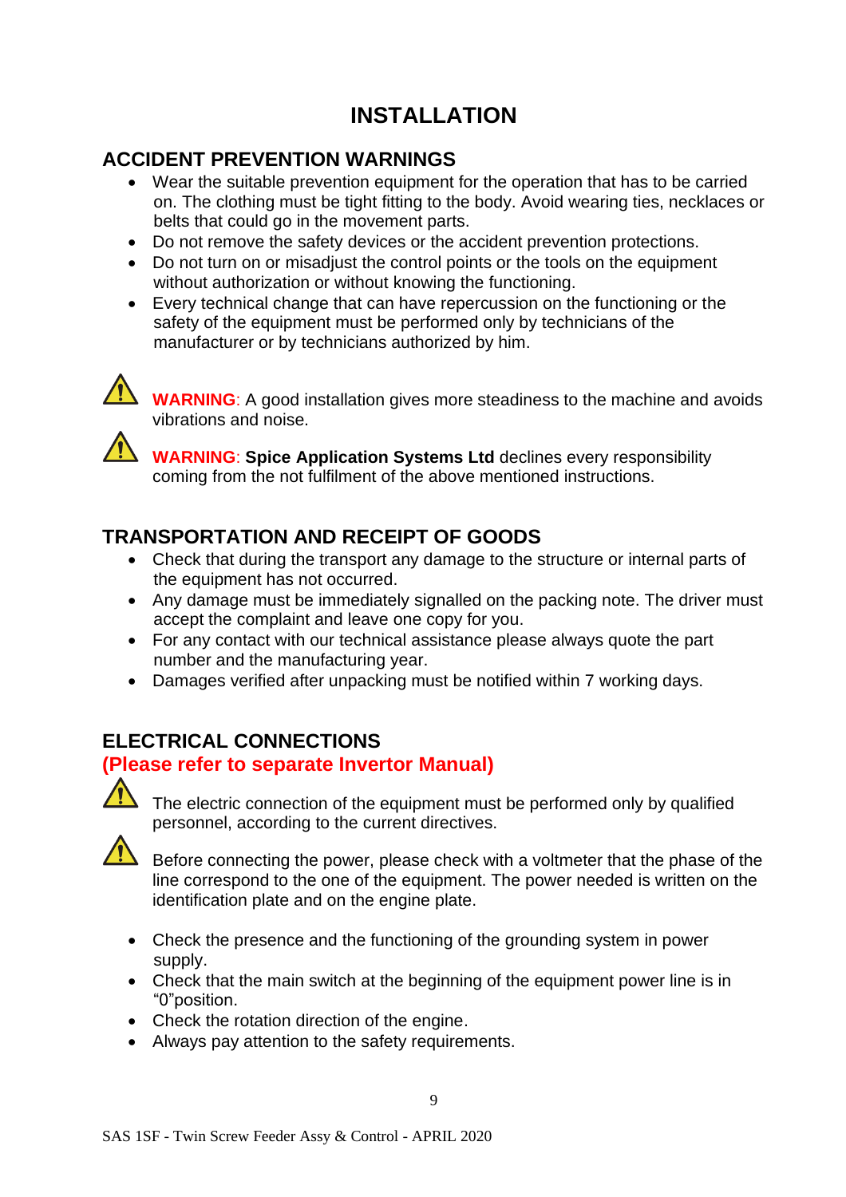# INSTALLATION

## ACCIDENT PREVENTION WARNINGS

- Wear the suitable prevention equipment for the operation that has to be carried on. The clothing must be tight fitting to the body. Avoid wearing ties, necklaces or belts that could go in the movement parts.
- Do not remove the safety devices or the accident prevention protections.
- Do not turn on or misadjust the control points or the tools on the equipment without authorization or without knowing the functioning.
- Every technical change that can have repercussion on the functioning or the safety of the equipment must be performed only by technicians of the manufacturer or by technicians authorized by him.

⚠ **WARNING**: A good installation gives more steadiness to the machine and avoids vibrations and noise.

⚠ **WARNING**: **Spice Application Systems Ltd** declines every responsibility coming from the not fulfilment of the above mentioned instructions.

## TRANSPORTATION AND RECEIPT OF GOODS

- Check that during the transport any damage to the structure or internal parts of the equipment has not occurred.
- Any damage must be immediately signalled on the packing note. The driver must accept the complaint and leave one copy for you.
- For any contact with our technical assistance please always quote the part number and the manufacturing year.
- Damages verified after unpacking must be notified within 7 working days.

## ELECTRICAL CONNECTIONS

**(Please refer to separate Invertor Manual)**

⚠ The electric connection of the equipment must be performed only by qualified personnel, according to the current directives.

⚠ Before connecting the power, please check with a voltmeter that the phase of the line correspond to the one of the equipment. The power needed is written on the identification plate and on the engine plate.

- Check the presence and the functioning of the grounding system in power supply.
- Check that the main switch at the beginning of the equipment power line is in "0"position.
- Check the rotation direction of the engine.
- Always pay attention to the safety requirements.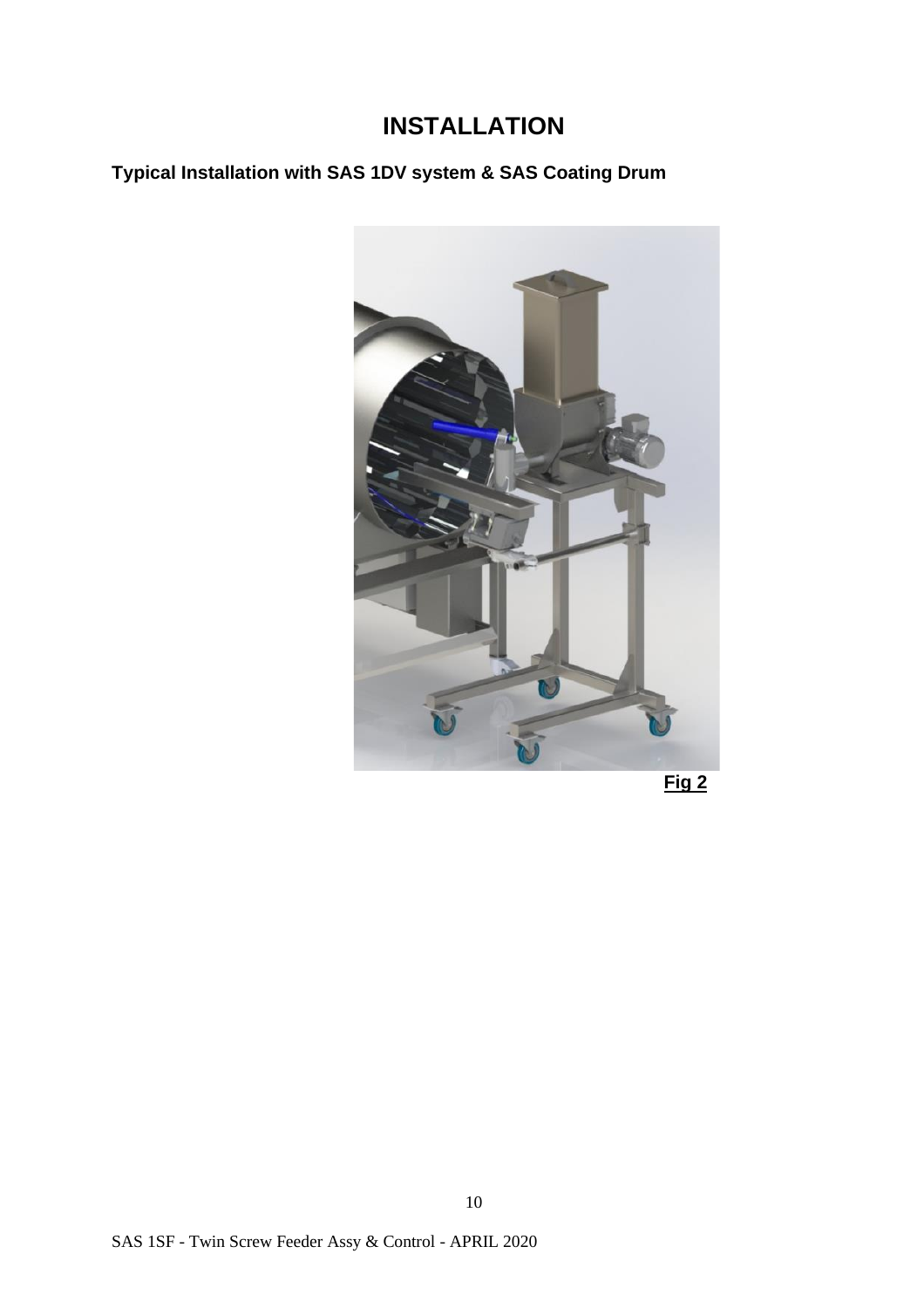# INSTALLATION

## Typical Installation with SAS 1DV system & SAS Coating Drum

**Fig 2**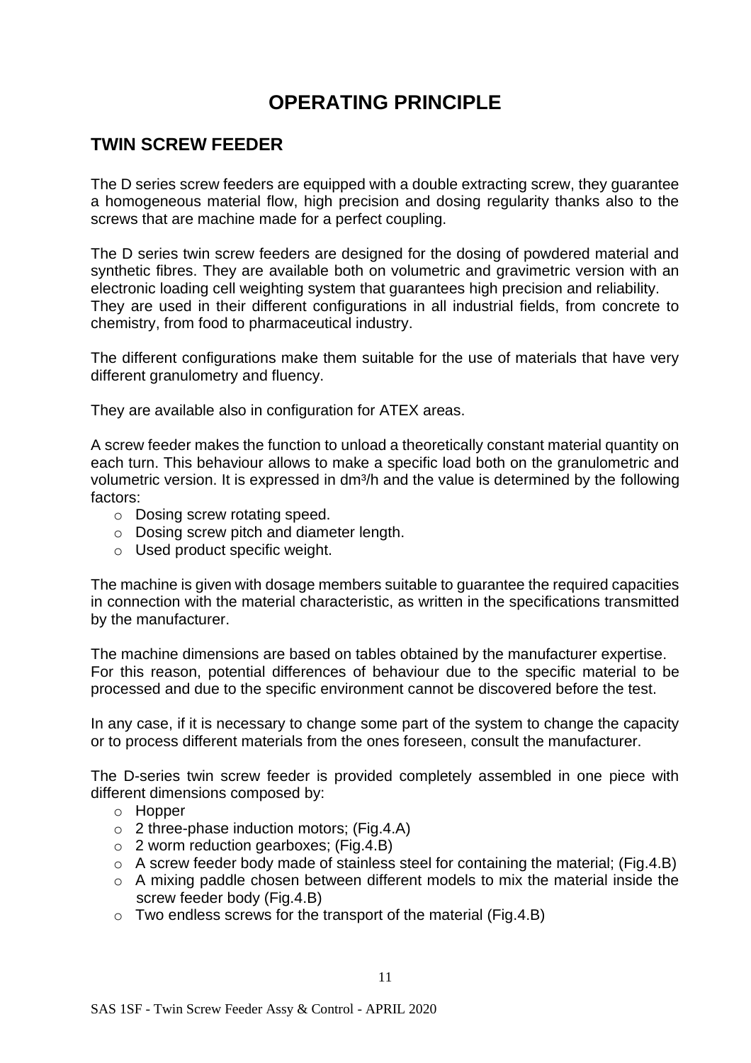# OPERATING PRINCIPLE

## TWIN SCREW FEEDER

The D series screw feeders are equipped with a double extracting screw, they guarantee a homogeneous material flow, high precision and dosing regularity thanks also to the screws that are machine made for a perfect coupling.

The D series twin screw feeders are designed for the dosing of powdered material and synthetic fibres. They are available both on volumetric and gravimetric version with an electronic loading cell weighting system that guarantees high precision and reliability. They are used in their different configurations in all industrial fields, from concrete to chemistry, from food to pharmaceutical industry.

The different configurations make them suitable for the use of materials that have very different granulometry and fluency.

They are available also in configuration for ATEX areas.

A screw feeder makes the function to unload a theoretically constant material quantity on each turn. This behaviour allows to make a specific load both on the granulometric and volumetric version. It is expressed in $dm^3/h$ and the value is determined by the following factors:

- Dosing screw rotating speed.
- Dosing screw pitch and diameter length.
- Used product specific weight.

The machine is given with dosage members suitable to guarantee the required capacities in connection with the material characteristic, as written in the specifications transmitted by the manufacturer.

The machine dimensions are based on tables obtained by the manufacturer expertise. For this reason, potential differences of behaviour due to the specific material to be processed and due to the specific environment cannot be discovered before the test.

In any case, if it is necessary to change some part of the system to change the capacity or to process different materials from the ones foreseen, consult the manufacturer.

The D-series twin screw feeder is provided completely assembled in one piece with different dimensions composed by:

- Hopper
- 2 three-phase induction motors; (Fig.4.A)
- 2 worm reduction gearboxes; (Fig.4.B)
- A screw feeder body made of stainless steel for containing the material; (Fig.4.B)
- A mixing paddle chosen between different models to mix the material inside the screw feeder body (Fig.4.B)
- Two endless screws for the transport of the material (Fig.4.B)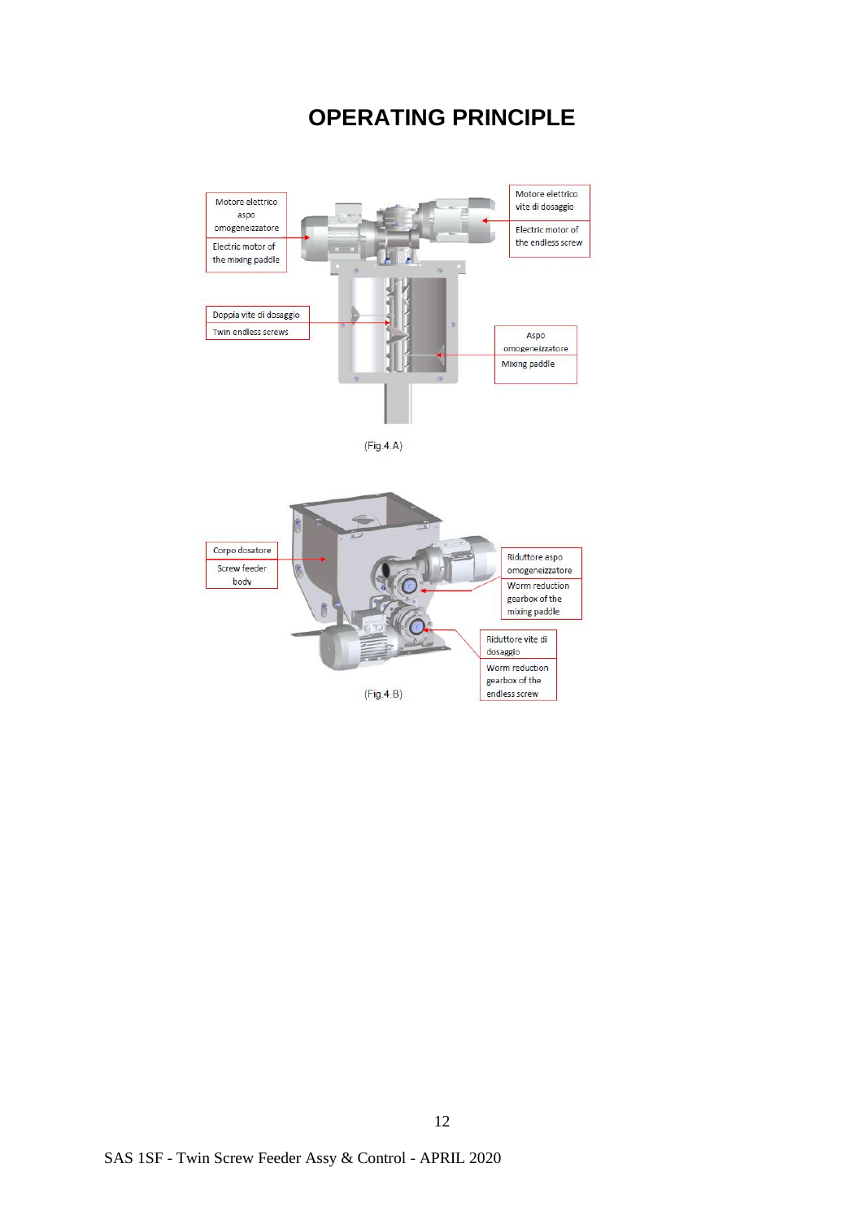# OPERATING PRINCIPLE

Motore elettrico aspo omogeneizzatore

Electric motor of the mixing paddle

Motore elettrico vite di dosaggio

Electric motor of the endless screw

Doppia vite di dosaggio

Twin endless screws

Aspo omogeneizzatore

Mixing paddle

(Fig.4.A)

Corpo dosatore

Screw feeder body

Riduttore aspo omogeneizzatore

Worm reduction gearbox of the mixing paddle

Riduttore vite di dosaggio

Worm reduction gearbox of the endless screw

(Fig.4.B)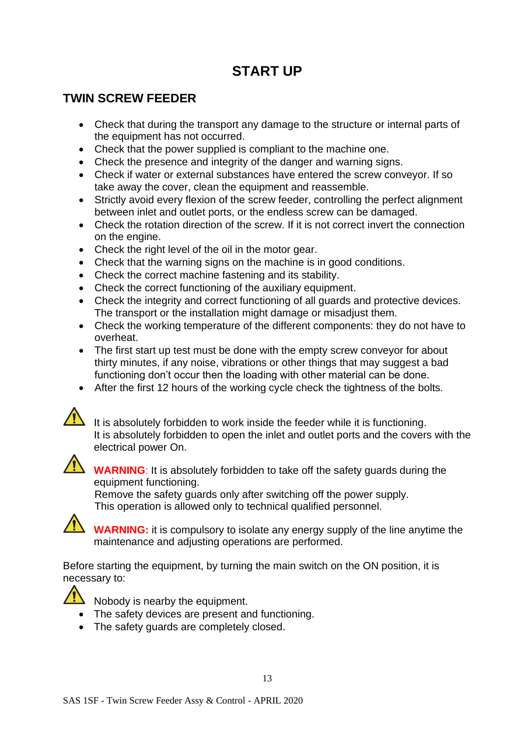# START UP

## TWIN SCREW FEEDER

- Check that during the transport any damage to the structure or internal parts of the equipment has not occurred.
- Check that the power supplied is compliant to the machine one.
- Check the presence and integrity of the danger and warning signs.
- Check if water or external substances have entered the screw conveyor. If so take away the cover, clean the equipment and reassemble.
- Strictly avoid every flexion of the screw feeder, controlling the perfect alignment between inlet and outlet ports, or the endless screw can be damaged.
- Check the rotation direction of the screw. If it is not correct invert the connection on the engine.
- Check the right level of the oil in the motor gear.
- Check that the warning signs on the machine is in good conditions.
- Check the correct machine fastening and its stability.
- Check the correct functioning of the auxiliary equipment.
- Check the integrity and correct functioning of all guards and protective devices. The transport or the installation might damage or misadjust them.
- Check the working temperature of the different components: they do not have to overheat.
- The first start up test must be done with the empty screw conveyor for about thirty minutes, if any noise, vibrations or other things that may suggest a bad functioning don't occur then the loading with other material can be done.
- After the first 12 hours of the working cycle check the tightness of the bolts.

⚠ It is absolutely forbidden to work inside the feeder while it is functioning.
It is absolutely forbidden to open the inlet and outlet ports and the covers with the electrical power On.

⚠ **WARNING**: It is absolutely forbidden to take off the safety guards during the equipment functioning.
Remove the safety guards only after switching off the power supply.
This operation is allowed only to technical qualified personnel.

⚠ **WARNING:** it is compulsory to isolate any energy supply of the line anytime the maintenance and adjusting operations are performed.

Before starting the equipment, by turning the main switch on the ON position, it is necessary to:

⚠ Nobody is nearby the equipment.

- The safety devices are present and functioning.
- The safety guards are completely closed.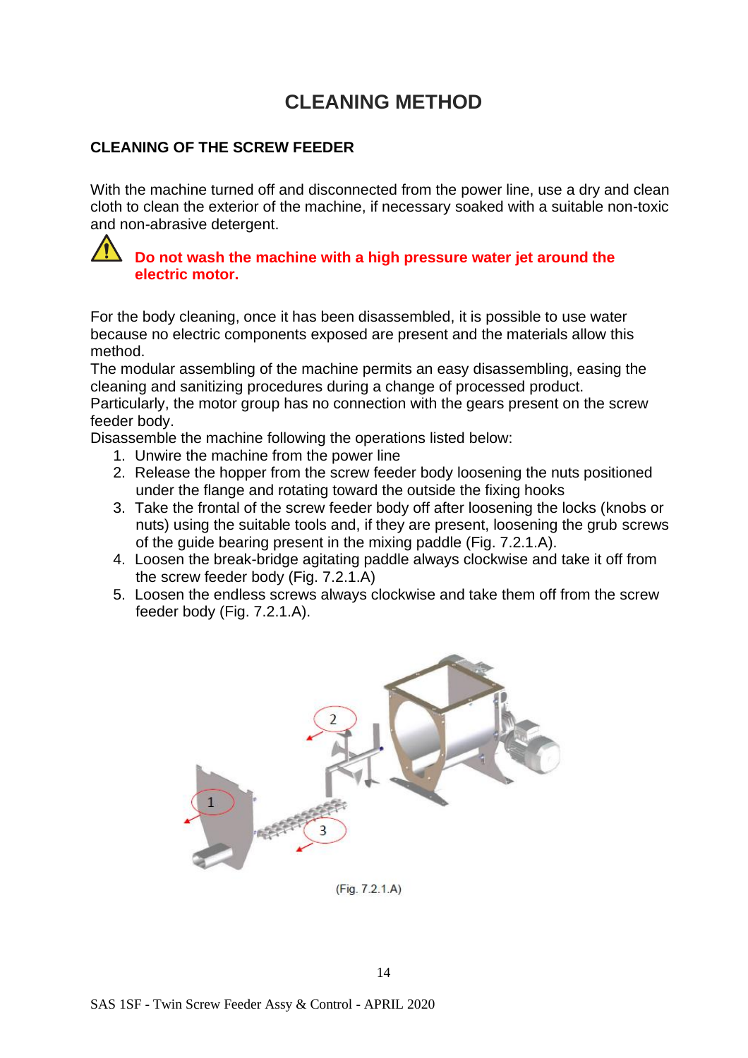# CLEANING METHOD

## CLEANING OF THE SCREW FEEDER

With the machine turned off and disconnected from the power line, use a dry and clean cloth to clean the exterior of the machine, if necessary soaked with a suitable non-toxic and non-abrasive detergent.

**Do not wash the machine with a high pressure water jet around the electric motor.**

For the body cleaning, once it has been disassembled, it is possible to use water because no electric components exposed are present and the materials allow this method.
The modular assembling of the machine permits an easy disassembling, easing the cleaning and sanitizing procedures during a change of processed product.
Particularly, the motor group has no connection with the gears present on the screw feeder body.
Disassemble the machine following the operations listed below:

1. Unwire the machine from the power line
2. Release the hopper from the screw feeder body loosening the nuts positioned under the flange and rotating toward the outside the fixing hooks
3. Take the frontal of the screw feeder body off after loosening the locks (knobs or nuts) using the suitable tools and, if they are present, loosening the grub screws of the guide bearing present in the mixing paddle (Fig. 7.2.1.A).
4. Loosen the break-bridge agitating paddle always clockwise and take it off from the screw feeder body (Fig. 7.2.1.A)
5. Loosen the endless screws always clockwise and take them off from the screw feeder body (Fig. 7.2.1.A).

(Fig. 7.2.1.A)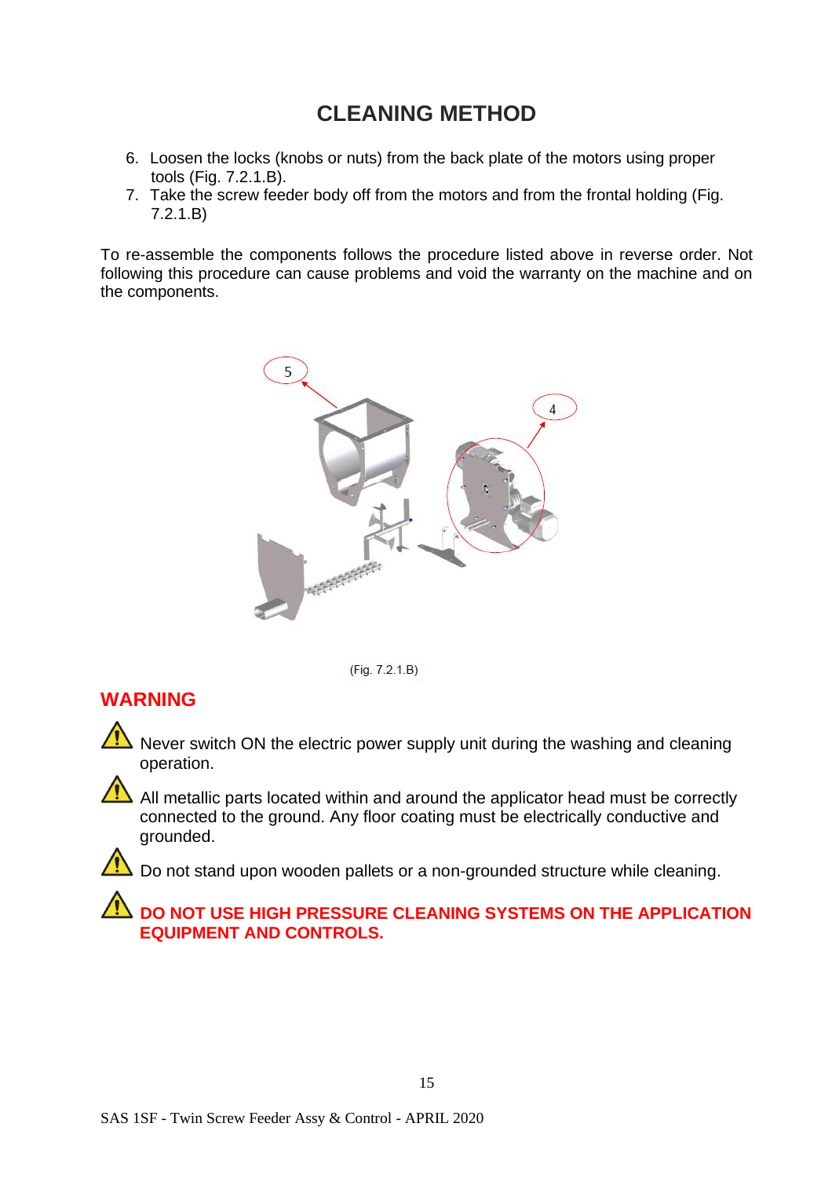## CLEANING METHOD

6. Loosen the locks (knobs or nuts) from the back plate of the motors using proper tools (Fig. 7.2.1.B).
7. Take the screw feeder body off from the motors and from the frontal holding (Fig. 7.2.1.B)

To re-assemble the components follows the procedure listed above in reverse order. Not following this procedure can cause problems and void the warranty on the machine and on the components.

(Fig. 7.2.1.B)

### WARNING

⚠ Never switch ON the electric power supply unit during the washing and cleaning operation.

⚠ All metallic parts located within and around the applicator head must be correctly connected to the ground. Any floor coating must be electrically conductive and grounded.

⚠ Do not stand upon wooden pallets or a non-grounded structure while cleaning.

⚠ **DO NOT USE HIGH PRESSURE CLEANING SYSTEMS ON THE APPLICATION EQUIPMENT AND CONTROLS.**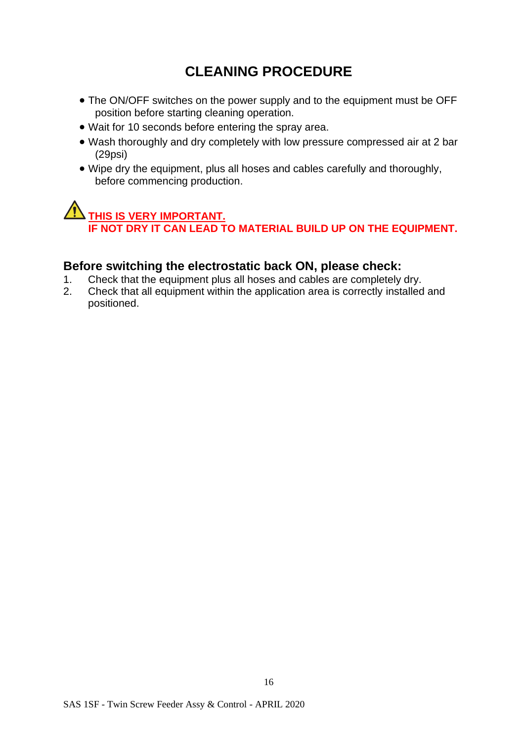# CLEANING PROCEDURE

- The ON/OFF switches on the power supply and to the equipment must be OFF position before starting cleaning operation.
- Wait for 10 seconds before entering the spray area.
- Wash thoroughly and dry completely with low pressure compressed air at 2 bar (29psi)
- Wipe dry the equipment, plus all hoses and cables carefully and thoroughly, before commencing production.

⚠ **THIS IS VERY IMPORTANT.**
**IF NOT DRY IT CAN LEAD TO MATERIAL BUILD UP ON THE EQUIPMENT.**

## Before switching the electrostatic back ON, please check:

1. Check that the equipment plus all hoses and cables are completely dry.
2. Check that all equipment within the application area is correctly installed and positioned.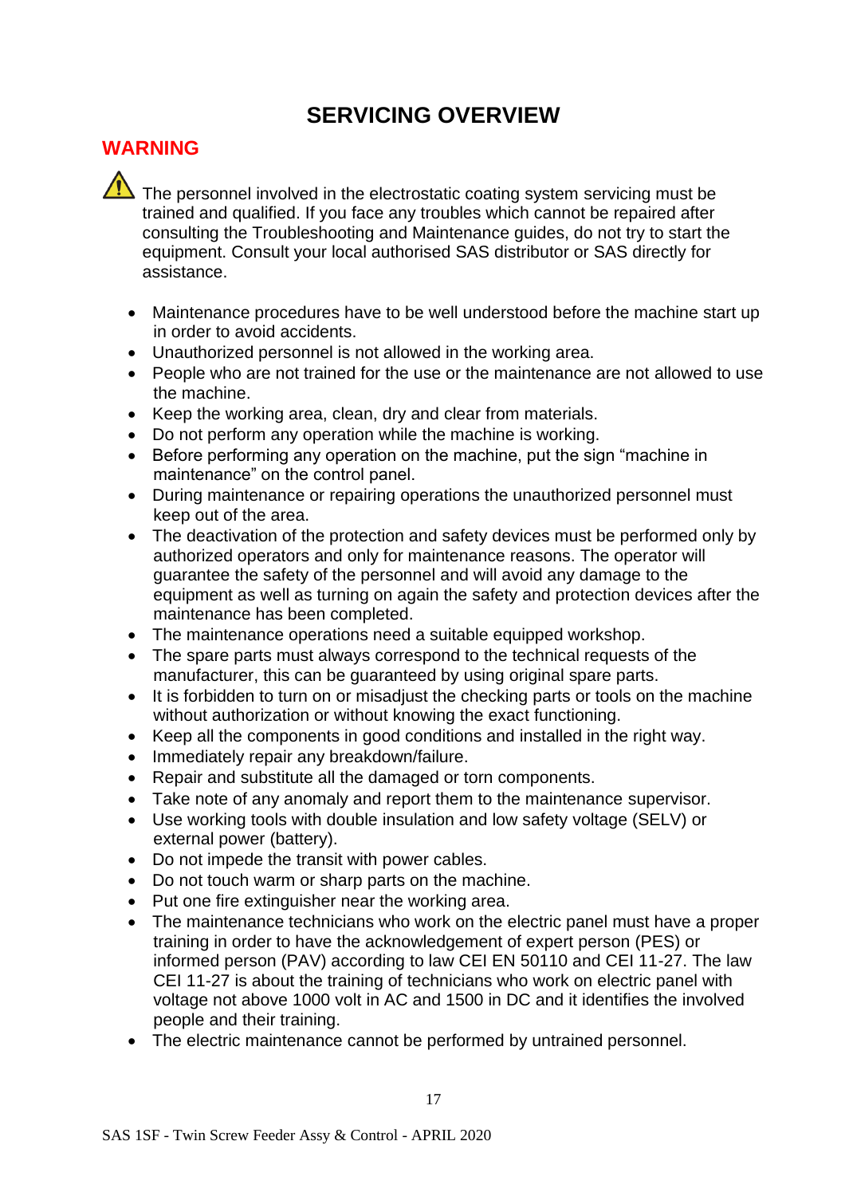# SERVICING OVERVIEW

## WARNING

⚠ The personnel involved in the electrostatic coating system servicing must be trained and qualified. If you face any troubles which cannot be repaired after consulting the Troubleshooting and Maintenance guides, do not try to start the equipment. Consult your local authorised SAS distributor or SAS directly for assistance.

- Maintenance procedures have to be well understood before the machine start up in order to avoid accidents.
- Unauthorized personnel is not allowed in the working area.
- People who are not trained for the use or the maintenance are not allowed to use the machine.
- Keep the working area, clean, dry and clear from materials.
- Do not perform any operation while the machine is working.
- Before performing any operation on the machine, put the sign "machine in maintenance" on the control panel.
- During maintenance or repairing operations the unauthorized personnel must keep out of the area.
- The deactivation of the protection and safety devices must be performed only by authorized operators and only for maintenance reasons. The operator will guarantee the safety of the personnel and will avoid any damage to the equipment as well as turning on again the safety and protection devices after the maintenance has been completed.
- The maintenance operations need a suitable equipped workshop.
- The spare parts must always correspond to the technical requests of the manufacturer, this can be guaranteed by using original spare parts.
- It is forbidden to turn on or misadjust the checking parts or tools on the machine without authorization or without knowing the exact functioning.
- Keep all the components in good conditions and installed in the right way.
- Immediately repair any breakdown/failure.
- Repair and substitute all the damaged or torn components.
- Take note of any anomaly and report them to the maintenance supervisor.
- Use working tools with double insulation and low safety voltage (SELV) or external power (battery).
- Do not impede the transit with power cables.
- Do not touch warm or sharp parts on the machine.
- Put one fire extinguisher near the working area.
- The maintenance technicians who work on the electric panel must have a proper training in order to have the acknowledgement of expert person (PES) or informed person (PAV) according to law CEI EN 50110 and CEI 11-27. The law CEI 11-27 is about the training of technicians who work on electric panel with voltage not above 1000 volt in AC and 1500 in DC and it identifies the involved people and their training.
- The electric maintenance cannot be performed by untrained personnel.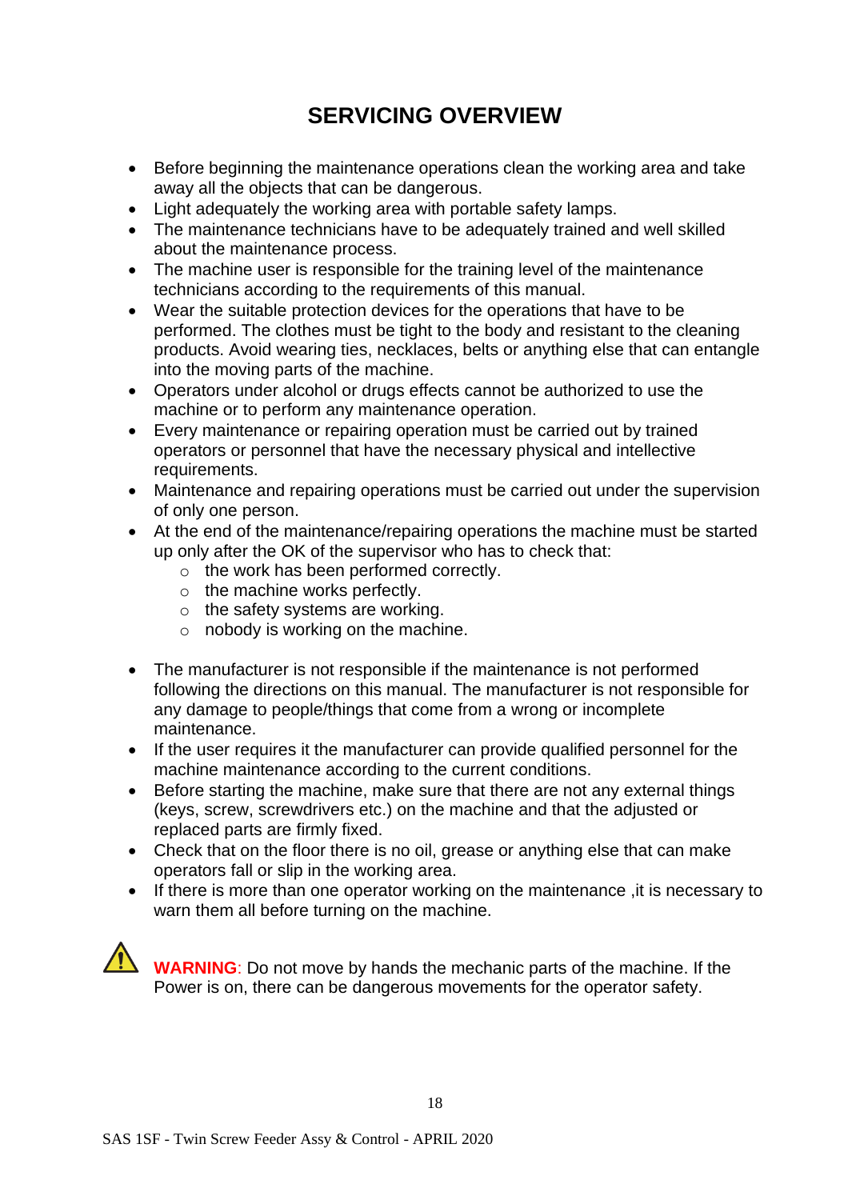# SERVICING OVERVIEW

- Before beginning the maintenance operations clean the working area and take away all the objects that can be dangerous.
- Light adequately the working area with portable safety lamps.
- The maintenance technicians have to be adequately trained and well skilled about the maintenance process.
- The machine user is responsible for the training level of the maintenance technicians according to the requirements of this manual.
- Wear the suitable protection devices for the operations that have to be performed. The clothes must be tight to the body and resistant to the cleaning products. Avoid wearing ties, necklaces, belts or anything else that can entangle into the moving parts of the machine.
- Operators under alcohol or drugs effects cannot be authorized to use the machine or to perform any maintenance operation.
- Every maintenance or repairing operation must be carried out by trained operators or personnel that have the necessary physical and intellective requirements.
- Maintenance and repairing operations must be carried out under the supervision of only one person.
- At the end of the maintenance/repairing operations the machine must be started up only after the OK of the supervisor who has to check that:
  - the work has been performed correctly.
  - the machine works perfectly.
  - the safety systems are working.
  - nobody is working on the machine.

- The manufacturer is not responsible if the maintenance is not performed following the directions on this manual. The manufacturer is not responsible for any damage to people/things that come from a wrong or incomplete maintenance.
- If the user requires it the manufacturer can provide qualified personnel for the machine maintenance according to the current conditions.
- Before starting the machine, make sure that there are not any external things (keys, screw, screwdrivers etc.) on the machine and that the adjusted or replaced parts are firmly fixed.
- Check that on the floor there is no oil, grease or anything else that can make operators fall or slip in the working area.
- If there is more than one operator working on the maintenance ,it is necessary to warn them all before turning on the machine.

⚠ **WARNING**: Do not move by hands the mechanic parts of the machine. If the Power is on, there can be dangerous movements for the operator safety.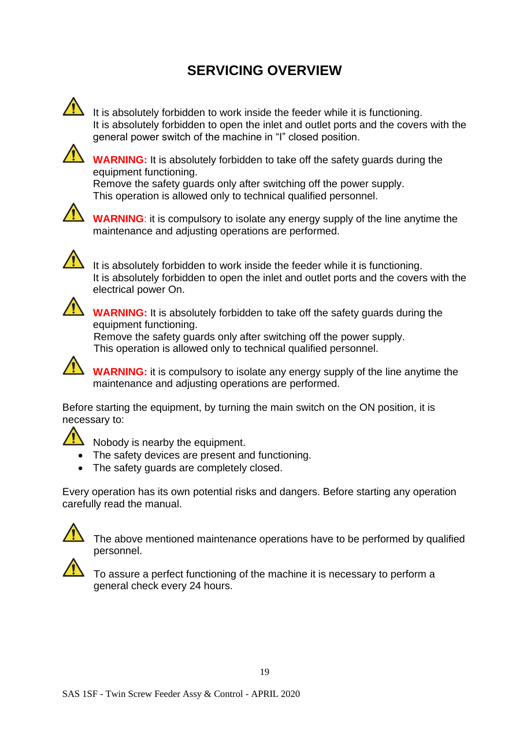# SERVICING OVERVIEW

⚠ It is absolutely forbidden to work inside the feeder while it is functioning.
It is absolutely forbidden to open the inlet and outlet ports and the covers with the general power switch of the machine in “I” closed position.

⚠ **WARNING:** It is absolutely forbidden to take off the safety guards during the equipment functioning.
Remove the safety guards only after switching off the power supply.
This operation is allowed only to technical qualified personnel.

⚠ **WARNING**: it is compulsory to isolate any energy supply of the line anytime the maintenance and adjusting operations are performed.

⚠ It is absolutely forbidden to work inside the feeder while it is functioning.
It is absolutely forbidden to open the inlet and outlet ports and the covers with the electrical power On.

⚠ **WARNING:** It is absolutely forbidden to take off the safety guards during the equipment functioning.
Remove the safety guards only after switching off the power supply.
This operation is allowed only to technical qualified personnel.

⚠ **WARNING:** it is compulsory to isolate any energy supply of the line anytime the maintenance and adjusting operations are performed.

Before starting the equipment, by turning the main switch on the ON position, it is necessary to:

⚠ Nobody is nearby the equipment.

- The safety devices are present and functioning.
- The safety guards are completely closed.

Every operation has its own potential risks and dangers. Before starting any operation carefully read the manual.

⚠ The above mentioned maintenance operations have to be performed by qualified personnel.

⚠ To assure a perfect functioning of the machine it is necessary to perform a general check every 24 hours.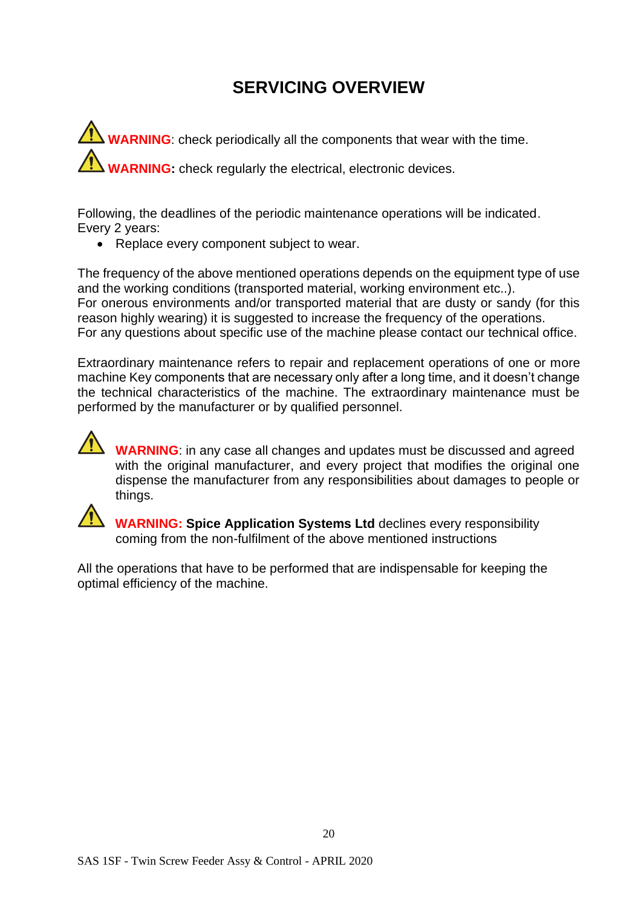# SERVICING OVERVIEW

⚠ **WARNING**: check periodically all the components that wear with the time.

⚠ **WARNING:** check regularly the electrical, electronic devices.

Following, the deadlines of the periodic maintenance operations will be indicated.
Every 2 years:

- Replace every component subject to wear.

The frequency of the above mentioned operations depends on the equipment type of use and the working conditions (transported material, working environment etc..).
For onerous environments and/or transported material that are dusty or sandy (for this reason highly wearing) it is suggested to increase the frequency of the operations.
For any questions about specific use of the machine please contact our technical office.

Extraordinary maintenance refers to repair and replacement operations of one or more machine Key components that are necessary only after a long time, and it doesn't change the technical characteristics of the machine. The extraordinary maintenance must be performed by the manufacturer or by qualified personnel.

⚠ **WARNING**: in any case all changes and updates must be discussed and agreed with the original manufacturer, and every project that modifies the original one dispense the manufacturer from any responsibilities about damages to people or things.

⚠ **WARNING: Spice Application Systems Ltd** declines every responsibility coming from the non-fulfilment of the above mentioned instructions

All the operations that have to be performed that are indispensable for keeping the optimal efficiency of the machine.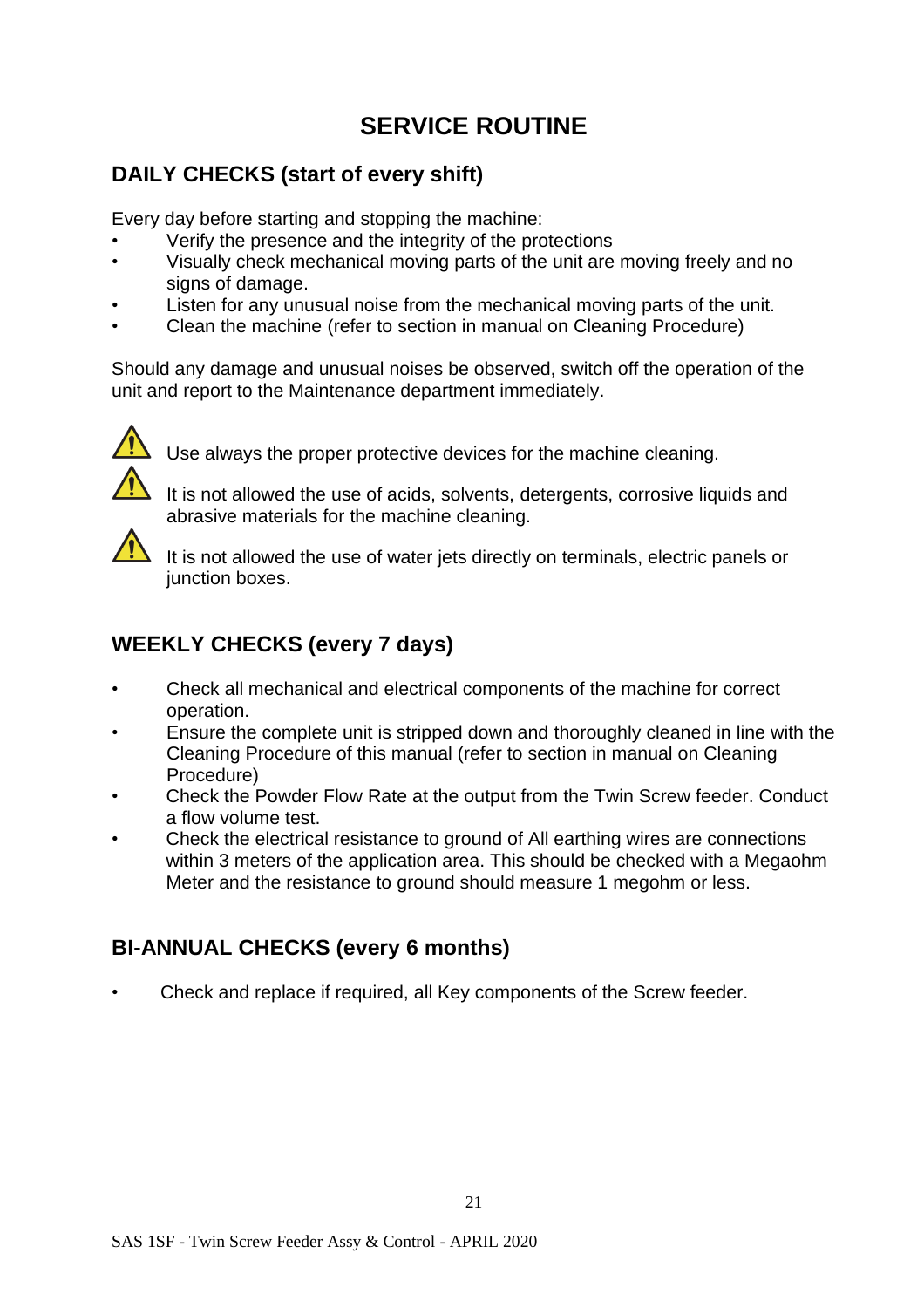# SERVICE ROUTINE

## DAILY CHECKS (start of every shift)

Every day before starting and stopping the machine:

- Verify the presence and the integrity of the protections
- Visually check mechanical moving parts of the unit are moving freely and no signs of damage.
- Listen for any unusual noise from the mechanical moving parts of the unit.
- Clean the machine (refer to section in manual on Cleaning Procedure)

Should any damage and unusual noises be observed, switch off the operation of the unit and report to the Maintenance department immediately.

⚠ Use always the proper protective devices for the machine cleaning.

⚠ It is not allowed the use of acids, solvents, detergents, corrosive liquids and abrasive materials for the machine cleaning.

⚠ It is not allowed the use of water jets directly on terminals, electric panels or junction boxes.

## WEEKLY CHECKS (every 7 days)

- Check all mechanical and electrical components of the machine for correct operation.
- Ensure the complete unit is stripped down and thoroughly cleaned in line with the Cleaning Procedure of this manual (refer to section in manual on Cleaning Procedure)
- Check the Powder Flow Rate at the output from the Twin Screw feeder. Conduct a flow volume test.
- Check the electrical resistance to ground of All earthing wires are connections within 3 meters of the application area. This should be checked with a Megaohm Meter and the resistance to ground should measure 1 megohm or less.

## BI-ANNUAL CHECKS (every 6 months)

- Check and replace if required, all Key components of the Screw feeder.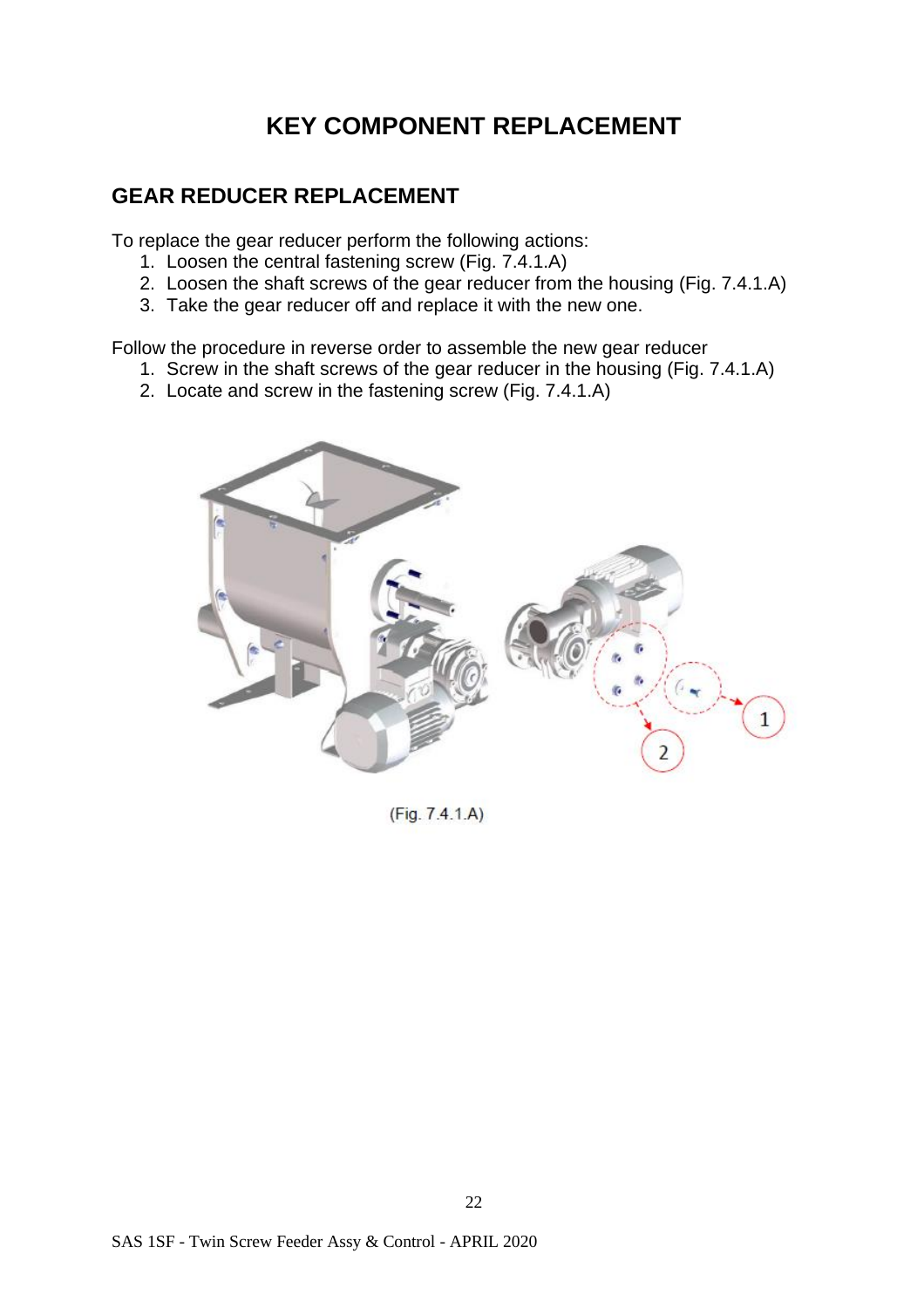# KEY COMPONENT REPLACEMENT

## GEAR REDUCER REPLACEMENT

To replace the gear reducer perform the following actions:

1. Loosen the central fastening screw (Fig. 7.4.1.A)
2. Loosen the shaft screws of the gear reducer from the housing (Fig. 7.4.1.A)
3. Take the gear reducer off and replace it with the new one.

Follow the procedure in reverse order to assemble the new gear reducer

1. Screw in the shaft screws of the gear reducer in the housing (Fig. 7.4.1.A)
2. Locate and screw in the fastening screw (Fig. 7.4.1.A)

(Fig. 7.4.1.A)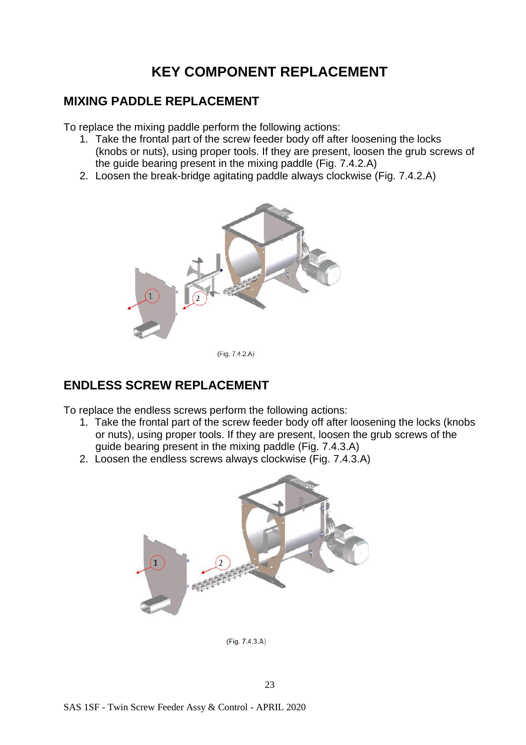# KEY COMPONENT REPLACEMENT

## MIXING PADDLE REPLACEMENT

To replace the mixing paddle perform the following actions:

1. Take the frontal part of the screw feeder body off after loosening the locks (knobs or nuts), using proper tools. If they are present, loosen the grub screws of the guide bearing present in the mixing paddle (Fig. 7.4.2.A)
2. Loosen the break-bridge agitating paddle always clockwise (Fig. 7.4.2.A)

(Fig. 7.4.2.A)

## ENDLESS SCREW REPLACEMENT

To replace the endless screws perform the following actions:

1. Take the frontal part of the screw feeder body off after loosening the locks (knobs or nuts), using proper tools. If they are present, loosen the grub screws of the guide bearing present in the mixing paddle (Fig. 7.4.3.A)
2. Loosen the endless screws always clockwise (Fig. 7.4.3.A)

(Fig. 7.4.3.A)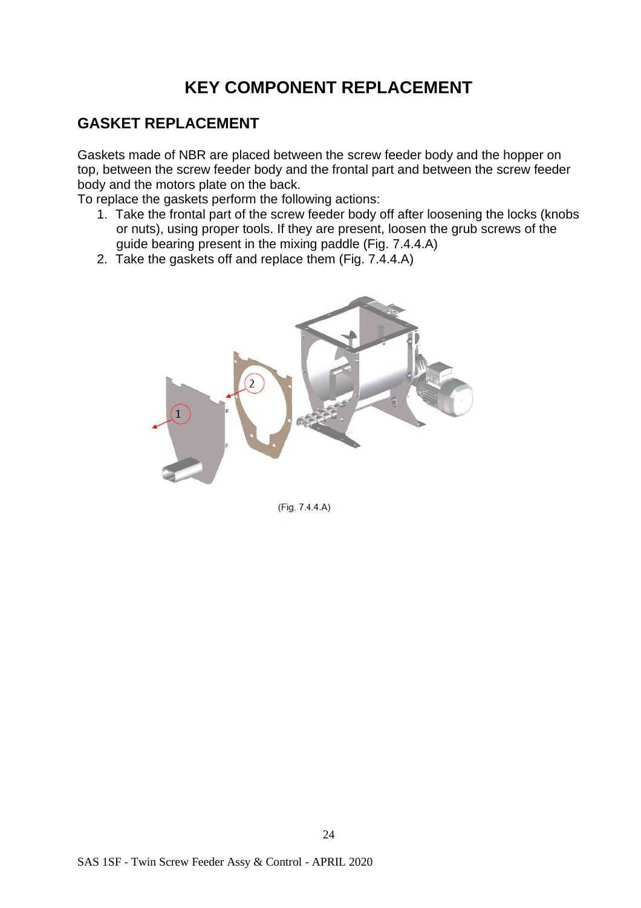# KEY COMPONENT REPLACEMENT

## GASKET REPLACEMENT

Gaskets made of NBR are placed between the screw feeder body and the hopper on top, between the screw feeder body and the frontal part and between the screw feeder body and the motors plate on the back.

To replace the gaskets perform the following actions:

1. Take the frontal part of the screw feeder body off after loosening the locks (knobs or nuts), using proper tools. If they are present, loosen the grub screws of the guide bearing present in the mixing paddle (Fig. 7.4.4.A)
2. Take the gaskets off and replace them (Fig. 7.4.4.A)

(Fig. 7.4.4.A)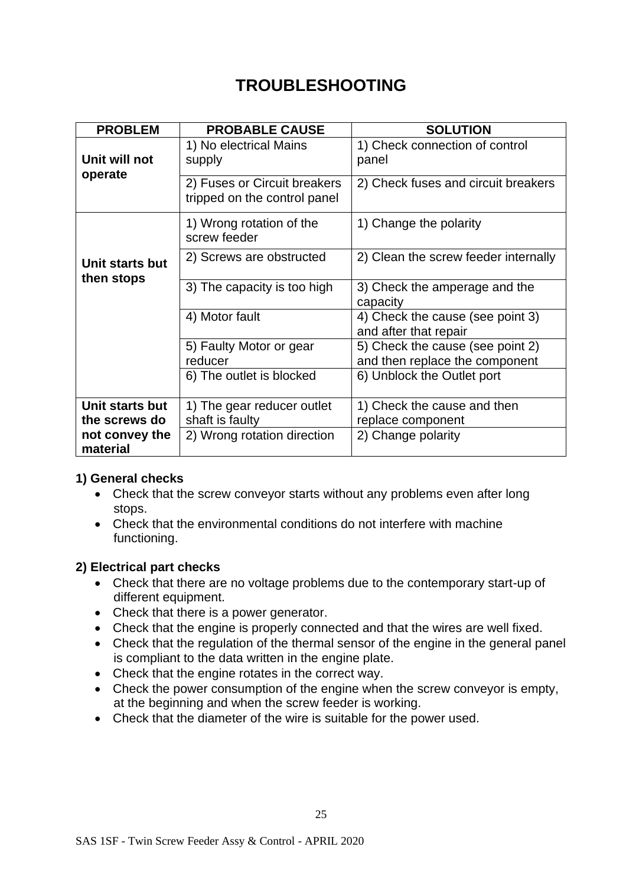# TROUBLESHOOTING

| PROBLEM | PROBABLE CAUSE | SOLUTION |
|---|---|---|
| **Unit will not operate** | 1) No electrical Mains supply | 1) Check connection of control panel |
| | 2) Fuses or Circuit breakers tripped on the control panel | 2) Check fuses and circuit breakers |
| **Unit starts but then stops** | 1) Wrong rotation of the screw feeder | 1) Change the polarity |
| | 2) Screws are obstructed | 2) Clean the screw feeder internally |
| | 3) The capacity is too high | 3) Check the amperage and the capacity |
| | 4) Motor fault | 4) Check the cause (see point 3) and after that repair |
| | 5) Faulty Motor or gear reducer | 5) Check the cause (see point 2) and then replace the component |
| | 6) The outlet is blocked | 6) Unblock the Outlet port |
| **Unit starts but the screws do not convey the material** | 1) The gear reducer outlet shaft is faulty | 1) Check the cause and then replace component |
| | 2) Wrong rotation direction | 2) Change polarity |

**1) General checks**

- Check that the screw conveyor starts without any problems even after long stops.
- Check that the environmental conditions do not interfere with machine functioning.

**2) Electrical part checks**

- Check that there are no voltage problems due to the contemporary start-up of different equipment.
- Check that there is a power generator.
- Check that the engine is properly connected and that the wires are well fixed.
- Check that the regulation of the thermal sensor of the engine in the general panel is compliant to the data written in the engine plate.
- Check that the engine rotates in the correct way.
- Check the power consumption of the engine when the screw conveyor is empty, at the beginning and when the screw feeder is working.
- Check that the diameter of the wire is suitable for the power used.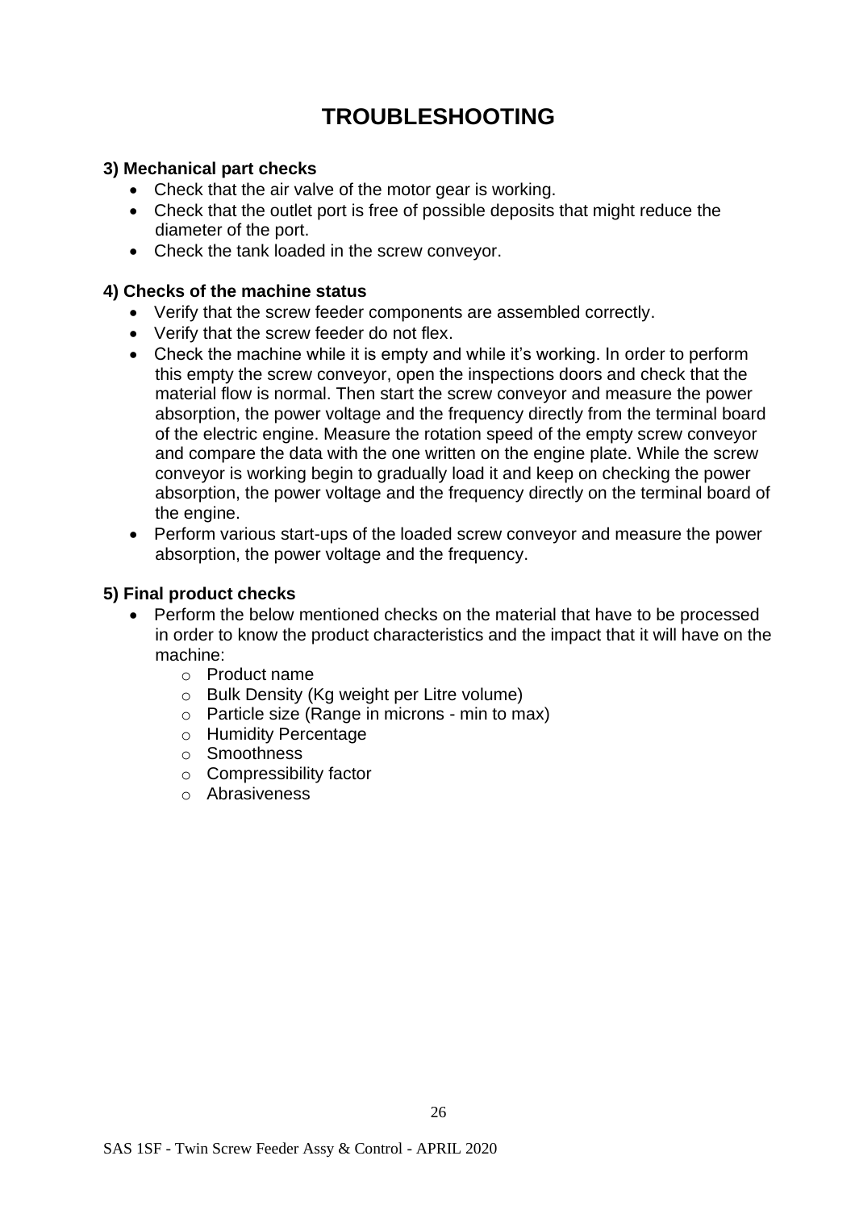# TROUBLESHOOTING

### 3) Mechanical part checks

- Check that the air valve of the motor gear is working.
- Check that the outlet port is free of possible deposits that might reduce the diameter of the port.
- Check the tank loaded in the screw conveyor.

### 4) Checks of the machine status

- Verify that the screw feeder components are assembled correctly.
- Verify that the screw feeder do not flex.
- Check the machine while it is empty and while it's working. In order to perform this empty the screw conveyor, open the inspections doors and check that the material flow is normal. Then start the screw conveyor and measure the power absorption, the power voltage and the frequency directly from the terminal board of the electric engine. Measure the rotation speed of the empty screw conveyor and compare the data with the one written on the engine plate. While the screw conveyor is working begin to gradually load it and keep on checking the power absorption, the power voltage and the frequency directly on the terminal board of the engine.
- Perform various start-ups of the loaded screw conveyor and measure the power absorption, the power voltage and the frequency.

### 5) Final product checks

- Perform the below mentioned checks on the material that have to be processed in order to know the product characteristics and the impact that it will have on the machine:
  - Product name
  - Bulk Density (Kg weight per Litre volume)
  - Particle size (Range in microns - min to max)
  - Humidity Percentage
  - Smoothness
  - Compressibility factor
  - Abrasiveness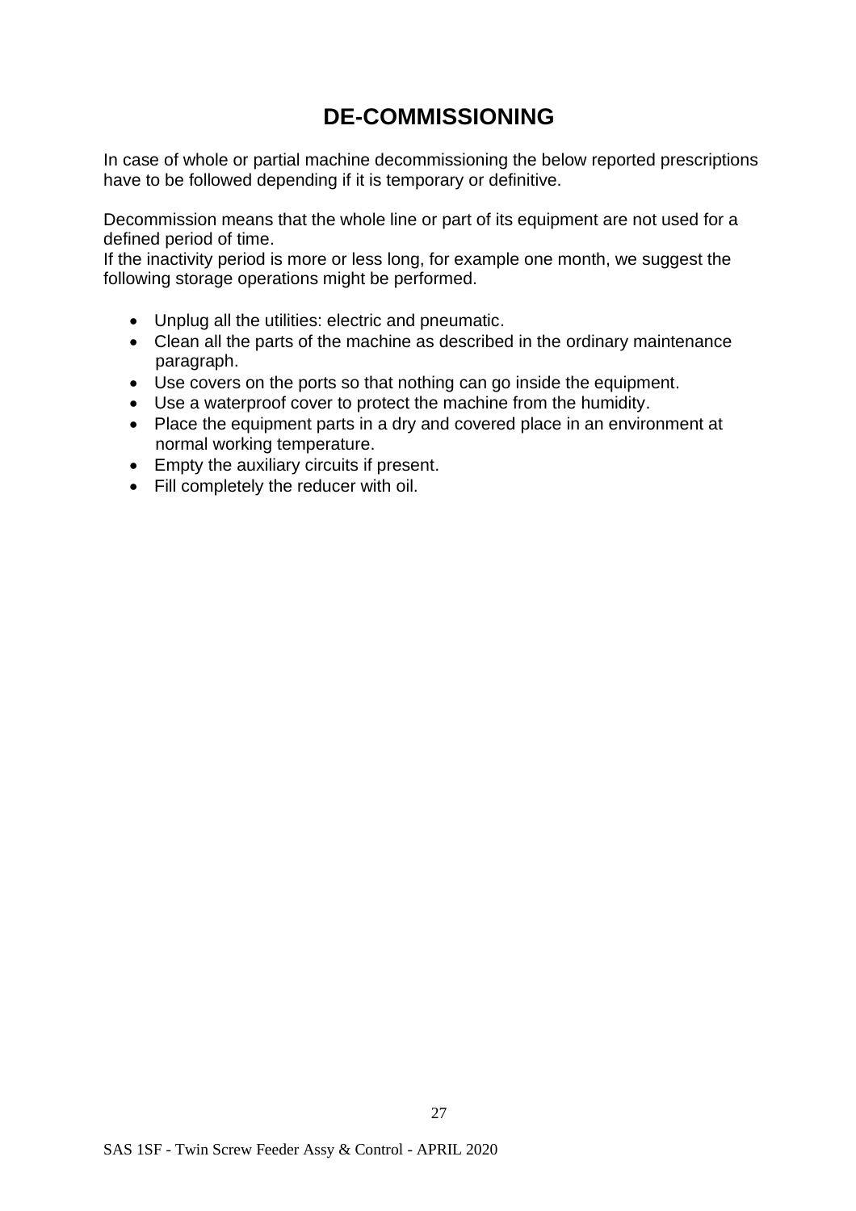# DE-COMMISSIONING

In case of whole or partial machine decommissioning the below reported prescriptions have to be followed depending if it is temporary or definitive.

Decommission means that the whole line or part of its equipment are not used for a defined period of time.
If the inactivity period is more or less long, for example one month, we suggest the following storage operations might be performed.

- Unplug all the utilities: electric and pneumatic.
- Clean all the parts of the machine as described in the ordinary maintenance paragraph.
- Use covers on the ports so that nothing can go inside the equipment.
- Use a waterproof cover to protect the machine from the humidity.
- Place the equipment parts in a dry and covered place in an environment at normal working temperature.
- Empty the auxiliary circuits if present.
- Fill completely the reducer with oil.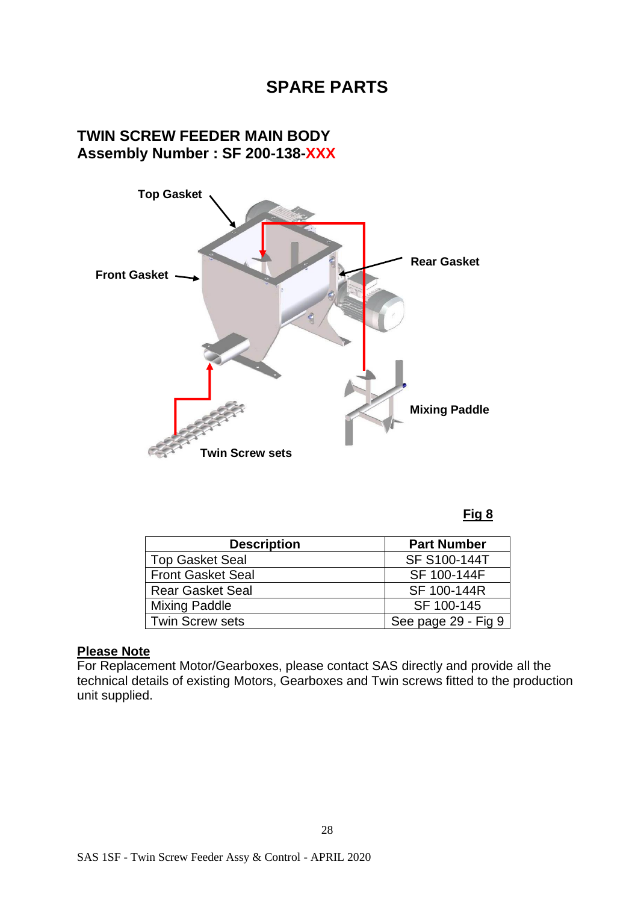# SPARE PARTS

## TWIN SCREW FEEDER MAIN BODY
## Assembly Number : SF 200-138-XXX

Top Gasket

Front Gasket

Rear Gasket

Mixing Paddle

Twin Screw sets

**Fig 8**

| Description | Part Number |
|---|---|
| Top Gasket Seal | SF S100-144T |
| Front Gasket Seal | SF 100-144F |
| Rear Gasket Seal | SF 100-144R |
| Mixing Paddle | SF 100-145 |
| Twin Screw sets | See page 29 - Fig 9 |

**Please Note**
For Replacement Motor/Gearboxes, please contact SAS directly and provide all the technical details of existing Motors, Gearboxes and Twin screws fitted to the production unit supplied.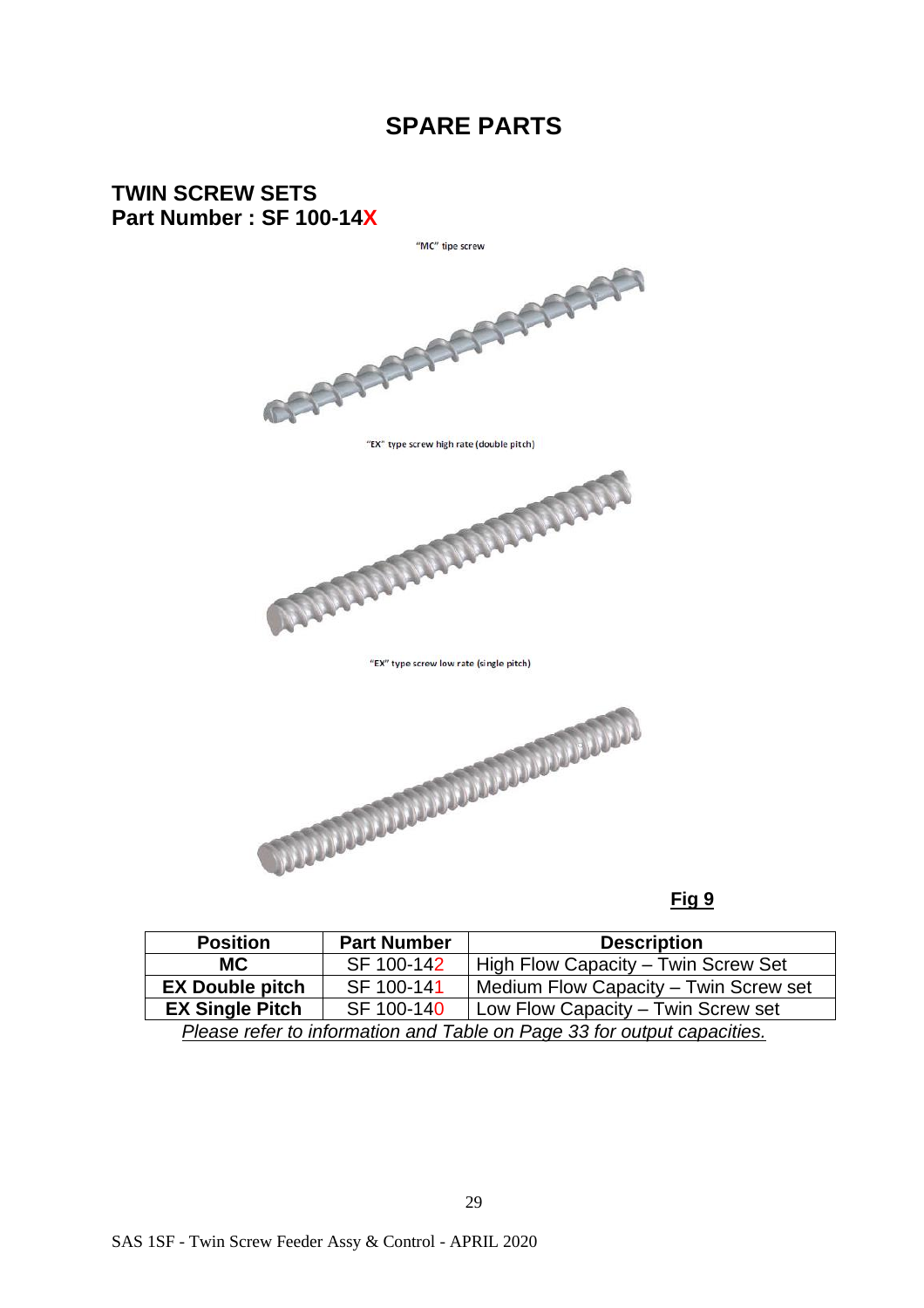# SPARE PARTS

## TWIN SCREW SETS
## Part Number : SF 100-14X

"MC" tipe screw

"EX" type screw high rate (double pitch)

"EX" type screw low rate (single pitch)

**Fig 9**

| Position | Part Number | Description |
|---|---|---|
| **MC** | SF 100-142 | High Flow Capacity – Twin Screw Set |
| **EX Double pitch** | SF 100-141 | Medium Flow Capacity – Twin Screw set |
| **EX Single Pitch** | SF 100-140 | Low Flow Capacity – Twin Screw set |

*Please refer to information and Table on Page 33 for output capacities.*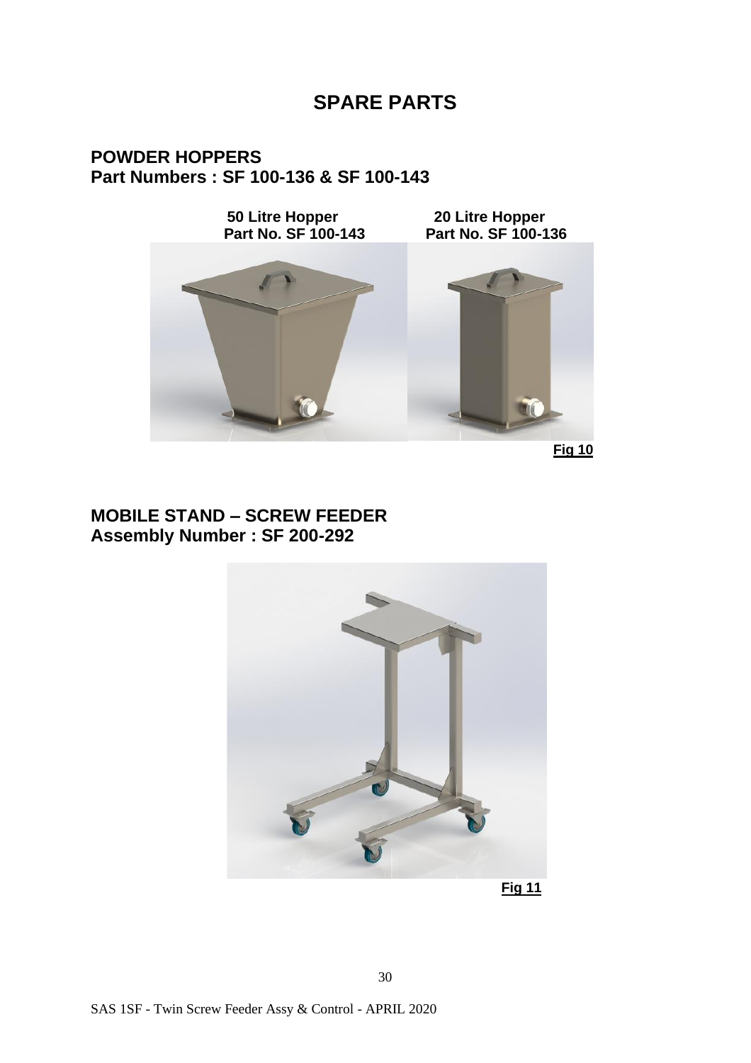# SPARE PARTS

## POWDER HOPPERS
## Part Numbers : SF 100-136 & SF 100-143

**50 Litre Hopper**
**Part No. SF 100-143**

**20 Litre Hopper**
**Part No. SF 100-136**

**Fig 10**

## MOBILE STAND – SCREW FEEDER
## Assembly Number : SF 200-292

**Fig 11**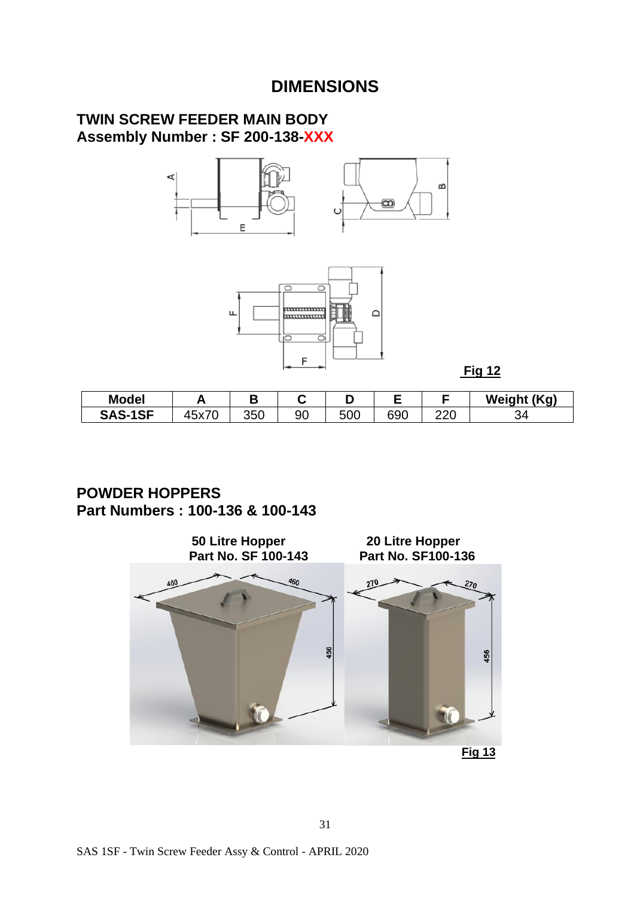# DIMENSIONS

## TWIN SCREW FEEDER MAIN BODY
## Assembly Number : SF 200-138-XXX

Fig 12

| Model | A | B | C | D | E | F | Weight (Kg) |
|---|---|---|---|---|---|---|---|
| SAS-1SF | 45x70 | 350 | 90 | 500 | 690 | 220 | 34 |

## POWDER HOPPERS
## Part Numbers : 100-136 & 100-143

**50 Litre Hopper**
**Part No. SF 100-143**

**20 Litre Hopper**
**Part No. SF100-136**

Fig 13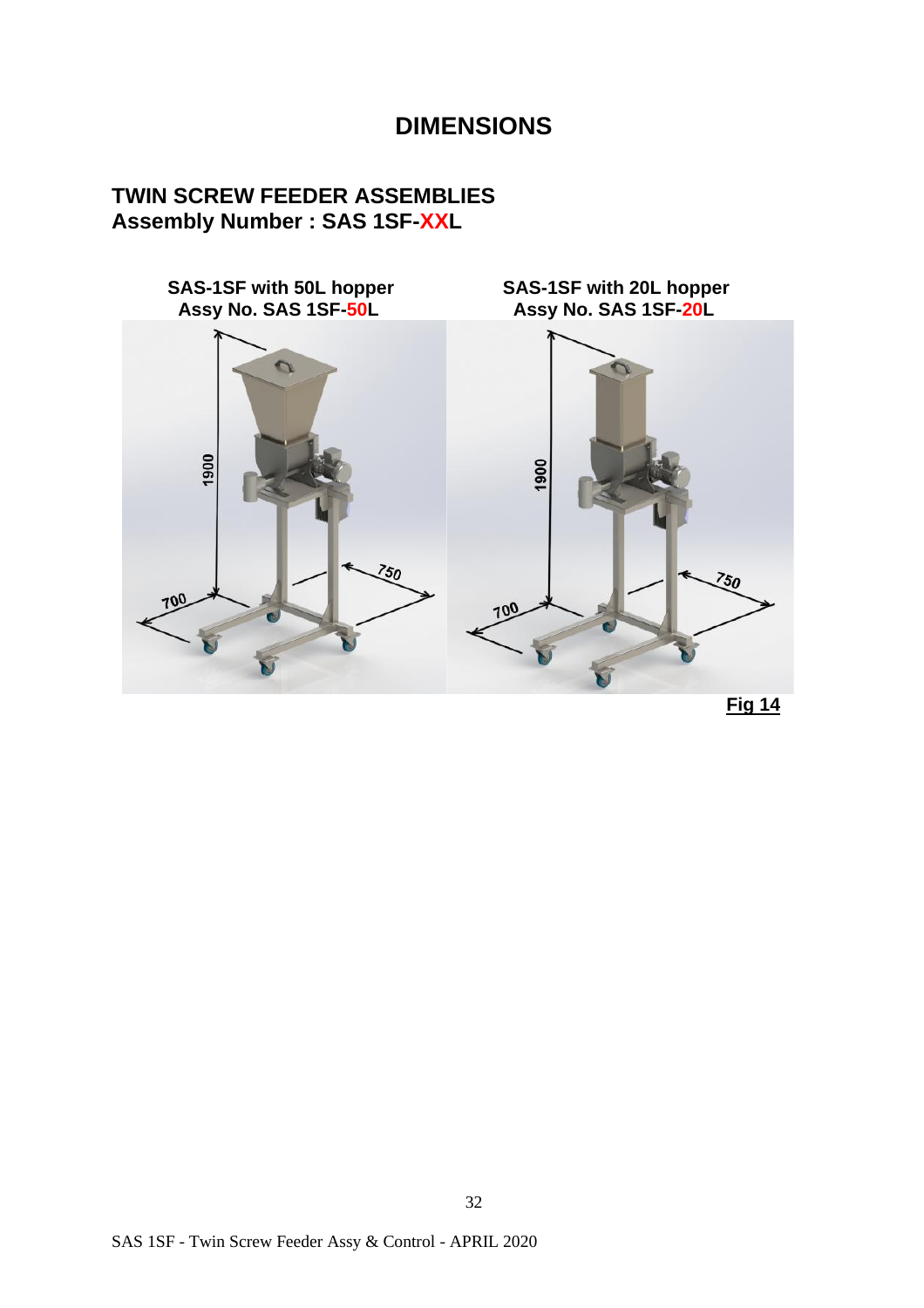# DIMENSIONS

## TWIN SCREW FEEDER ASSEMBLIES
## Assembly Number : SAS 1SF-XXL

**SAS-1SF with 50L hopper**
**Assy No. SAS 1SF-50L**

**SAS-1SF with 20L hopper**
**Assy No. SAS 1SF-20L**

1900

750

700

1900

750

700

**Fig 14**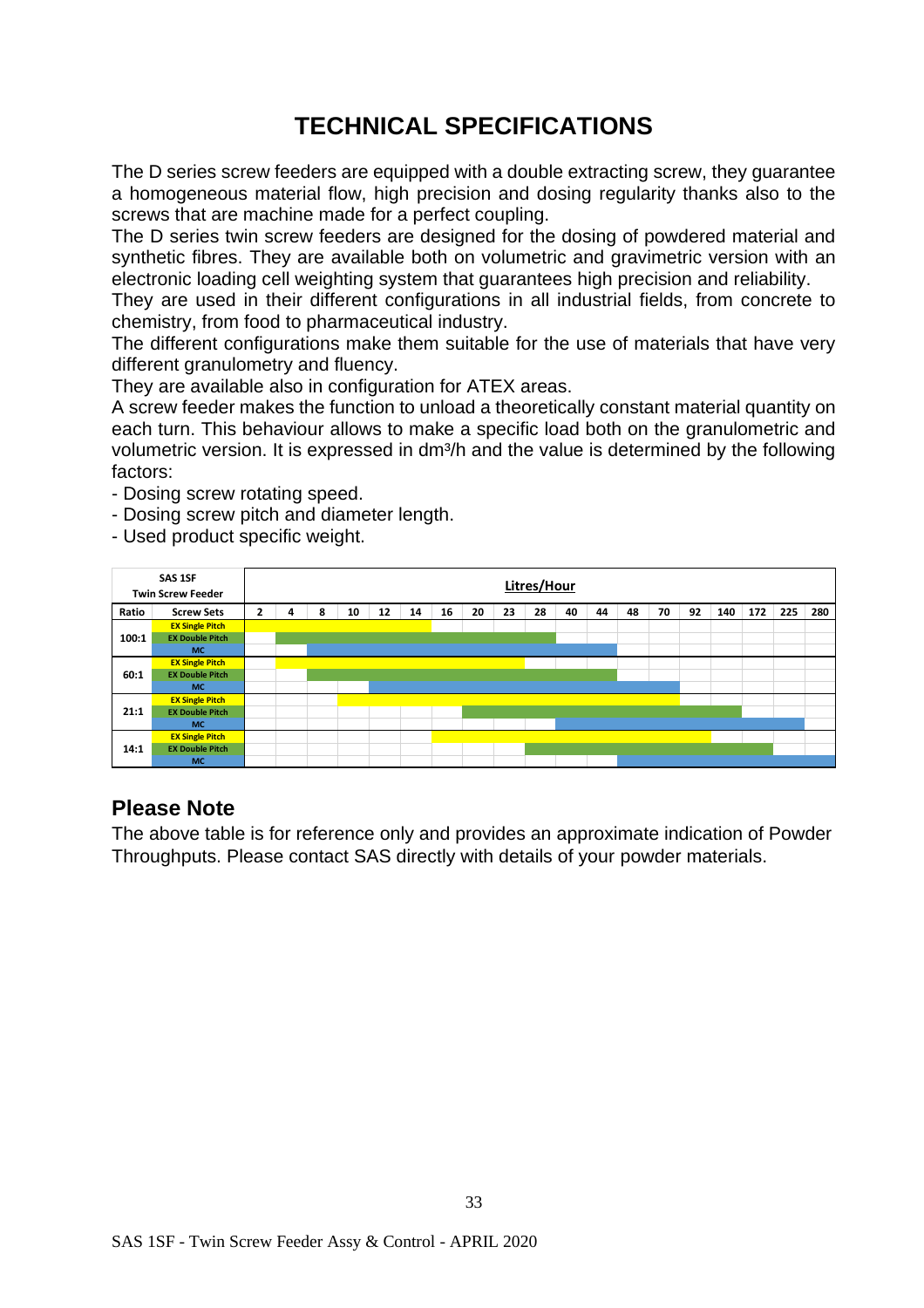# TECHNICAL SPECIFICATIONS

The D series screw feeders are equipped with a double extracting screw, they guarantee a homogeneous material flow, high precision and dosing regularity thanks also to the screws that are machine made for a perfect coupling.

The D series twin screw feeders are designed for the dosing of powdered material and synthetic fibres. They are available both on volumetric and gravimetric version with an electronic loading cell weighting system that guarantees high precision and reliability.

They are used in their different configurations in all industrial fields, from concrete to chemistry, from food to pharmaceutical industry.

The different configurations make them suitable for the use of materials that have very different granulometry and fluency.

They are available also in configuration for ATEX areas.

A screw feeder makes the function to unload a theoretically constant material quantity on each turn. This behaviour allows to make a specific load both on the granulometric and volumetric version. It is expressed in dm³/h and the value is determined by the following factors:

- Dosing screw rotating speed.
- Dosing screw pitch and diameter length.
- Used product specific weight.

| SAS 1SF Twin Screw Feeder | | Litres/Hour | | | | | | | | | | | | | | | | | | |
|---|---|---|---|---|---|---|---|---|---|---|---|---|---|---|---|---|---|---|---|---|
| **Ratio** | **Screw Sets** | **2** | **4** | **8** | **10** | **12** | **14** | **16** | **20** | **23** | **28** | **40** | **44** | **48** | **70** | **92** | **140** | **172** | **225** | **280** |
| **100:1** | EX Single Pitch | X | X | X | X | X | X | | | | | | | | | | | | | |
| | EX Double Pitch | | X | X | X | X | X | X | X | X | X | | | | | | | | | |
| | MC | | | X | X | X | X | X | X | X | X | X | X | | | | | | | |
| **60:1** | EX Single Pitch | | X | X | X | X | X | X | X | X | | | | | | | | | | |
| | EX Double Pitch | | | X | X | X | X | X | X | X | X | X | X | | | | | | | |
| | MC | | | | | X | X | X | X | X | X | X | X | X | X | | | | | |
| **21:1** | EX Single Pitch | | | | X | X | X | X | X | X | X | X | X | X | X | | | | | |
| | EX Double Pitch | | | | | | | | X | X | X | X | X | X | X | X | X | | | |
| | MC | | | | | | | | | | | X | X | X | X | X | X | X | X | |
| **14:1** | EX Single Pitch | | | | | | | X | X | X | X | X | X | X | X | X | | | | |
| | EX Double Pitch | | | | | | | | | | X | X | X | X | X | X | X | X | | |
| | MC | | | | | | | | | | | | | X | X | X | X | X | X | X |

## Please Note

The above table is for reference only and provides an approximate indication of Powder Throughputs. Please contact SAS directly with details of your powder materials.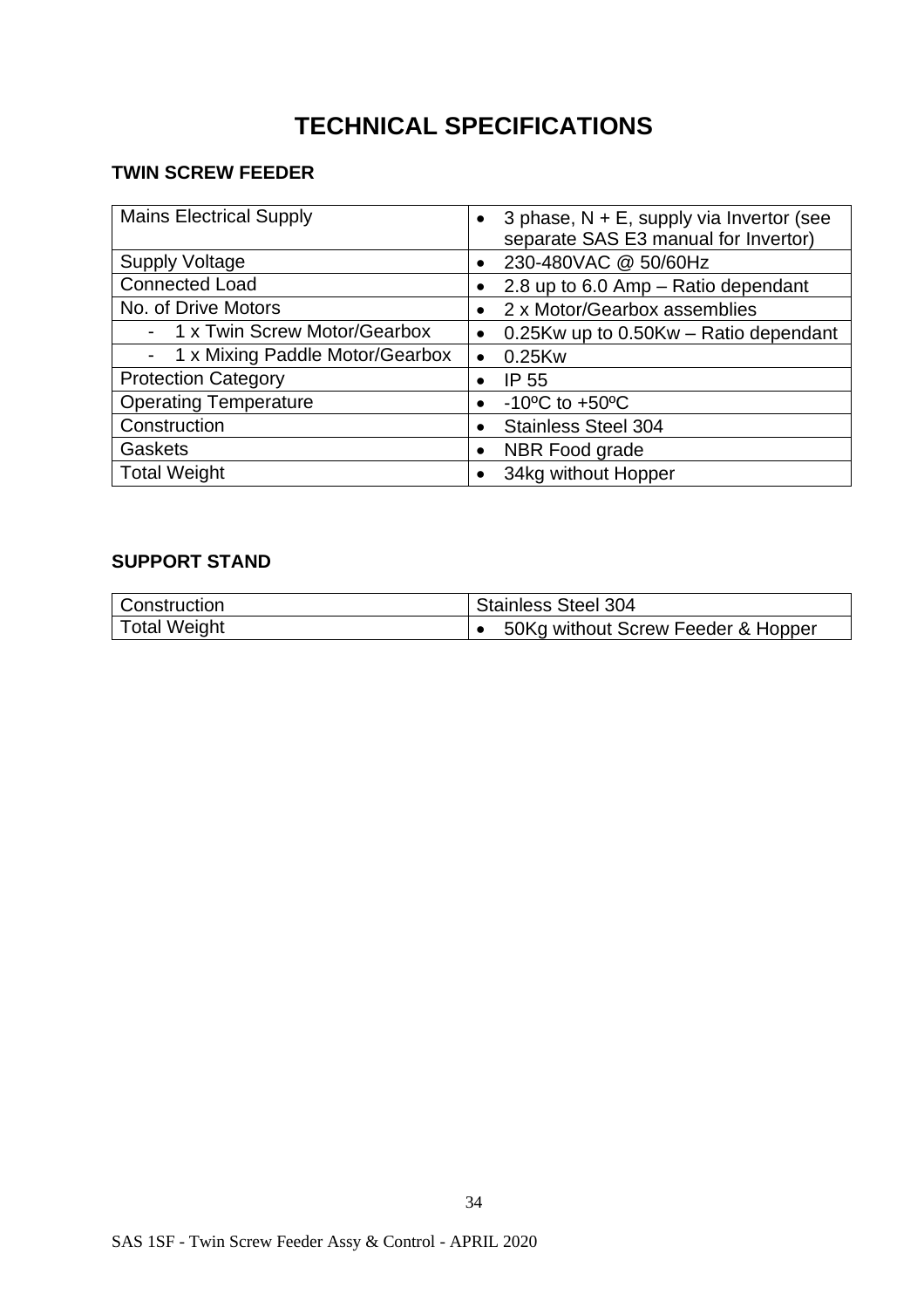# TECHNICAL SPECIFICATIONS

## TWIN SCREW FEEDER

| | |
|---|---|
| Mains Electrical Supply | • 3 phase, N + E, supply via Invertor (see separate SAS E3 manual for Invertor) |
| Supply Voltage | • 230-480VAC @ 50/60Hz |
| Connected Load | • 2.8 up to 6.0 Amp – Ratio dependant |
| No. of Drive Motors | • 2 x Motor/Gearbox assemblies |
| - 1 x Twin Screw Motor/Gearbox | • 0.25Kw up to 0.50Kw – Ratio dependant |
| - 1 x Mixing Paddle Motor/Gearbox | • 0.25Kw |
| Protection Category | • IP 55 |
| Operating Temperature | • -10ºC to +50ºC |
| Construction | • Stainless Steel 304 |
| Gaskets | • NBR Food grade |
| Total Weight | • 34kg without Hopper |

## SUPPORT STAND

| | |
|---|---|
| Construction | Stainless Steel 304 |
| Total Weight | • 50Kg without Screw Feeder & Hopper |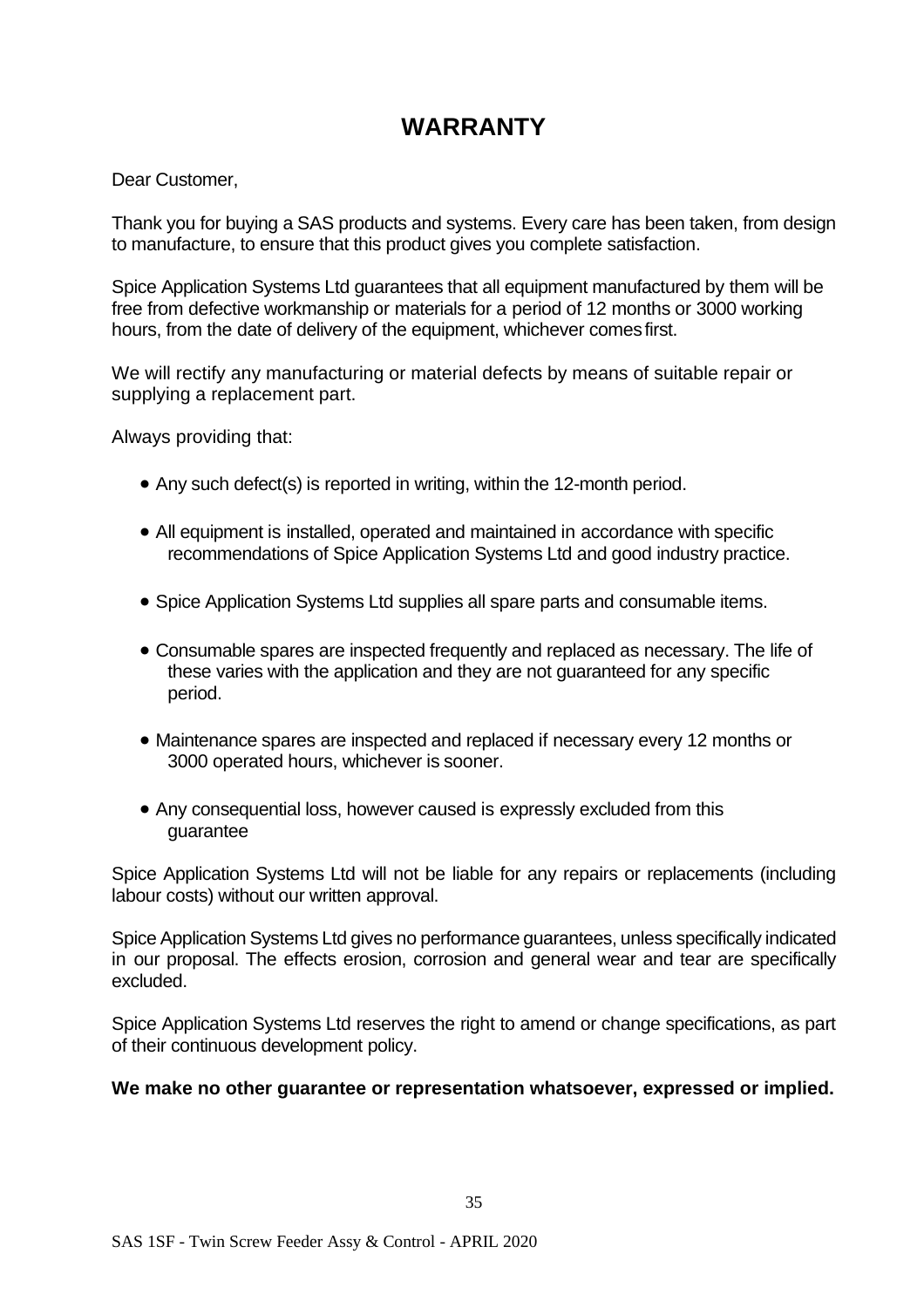# WARRANTY

Dear Customer,

Thank you for buying a SAS products and systems. Every care has been taken, from design to manufacture, to ensure that this product gives you complete satisfaction.

Spice Application Systems Ltd guarantees that all equipment manufactured by them will be free from defective workmanship or materials for a period of 12 months or 3000 working hours, from the date of delivery of the equipment, whichever comes first.

We will rectify any manufacturing or material defects by means of suitable repair or supplying a replacement part.

Always providing that:

- Any such defect(s) is reported in writing, within the 12-month period.
- All equipment is installed, operated and maintained in accordance with specific recommendations of Spice Application Systems Ltd and good industry practice.
- Spice Application Systems Ltd supplies all spare parts and consumable items.
- Consumable spares are inspected frequently and replaced as necessary. The life of these varies with the application and they are not guaranteed for any specific period.
- Maintenance spares are inspected and replaced if necessary every 12 months or 3000 operated hours, whichever is sooner.
- Any consequential loss, however caused is expressly excluded from this guarantee

Spice Application Systems Ltd will not be liable for any repairs or replacements (including labour costs) without our written approval.

Spice Application Systems Ltd gives no performance guarantees, unless specifically indicated in our proposal. The effects erosion, corrosion and general wear and tear are specifically excluded.

Spice Application Systems Ltd reserves the right to amend or change specifications, as part of their continuous development policy.

**We make no other guarantee or representation whatsoever, expressed or implied.**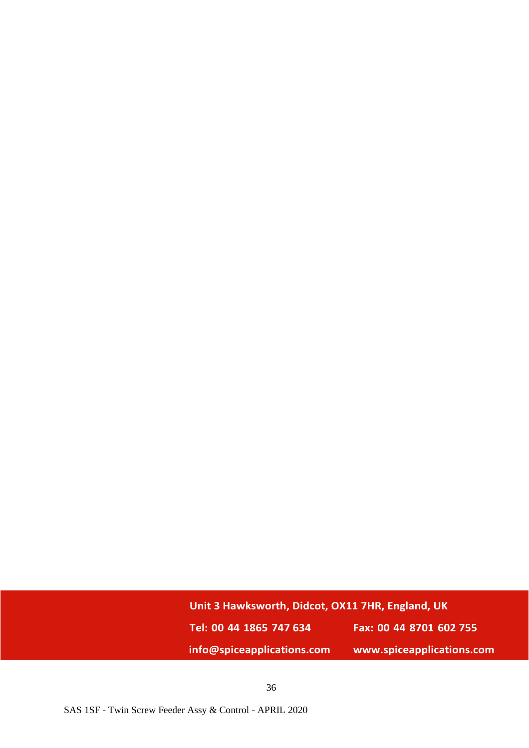**Unit 3 Hawksworth, Didcot, OX11 7HR, England, UK**

**Tel: 00 44 1865 747 634** **Fax: 00 44 8701 602 755**

**info@spiceapplications.com** **www.spiceapplications.com**